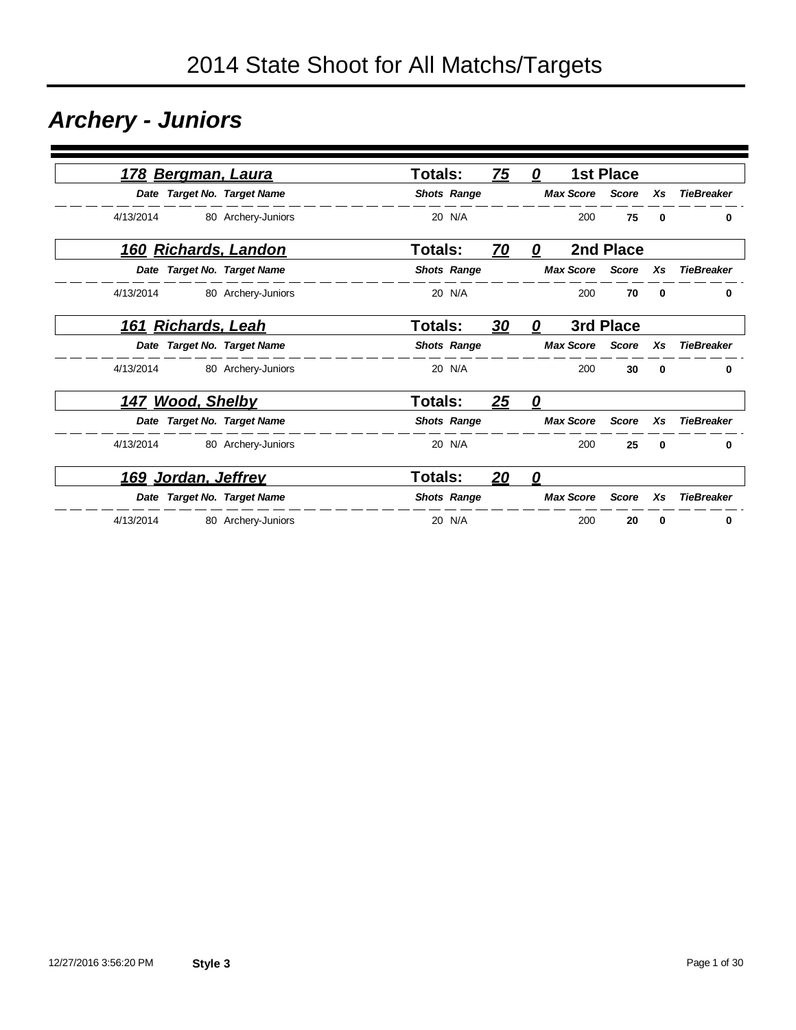# 2014 State Shoot for All Matchs/Targets

## *Archery - Juniors*

### 178 Bergman, Laura — Totals: 75 0 — 1st Place

| Date | Target No. | Target Name | Shots | Range | Max Score | Score | Xs | TieBreaker |
|---|---|---|---|---|---|---|---|---|
| 4/13/2014 | 80 | Archery-Juniors | 20 | N/A | 200 | **75** | **0** | **0** |

### 160 Richards, Landon — Totals: 70 0 — 2nd Place

| Date | Target No. | Target Name | Shots | Range | Max Score | Score | Xs | TieBreaker |
|---|---|---|---|---|---|---|---|---|
| 4/13/2014 | 80 | Archery-Juniors | 20 | N/A | 200 | **70** | **0** | **0** |

### 161 Richards, Leah — Totals: 30 0 — 3rd Place

| Date | Target No. | Target Name | Shots | Range | Max Score | Score | Xs | TieBreaker |
|---|---|---|---|---|---|---|---|---|
| 4/13/2014 | 80 | Archery-Juniors | 20 | N/A | 200 | **30** | **0** | **0** |

### 147 Wood, Shelby — Totals: 25 0

| Date | Target No. | Target Name | Shots | Range | Max Score | Score | Xs | TieBreaker |
|---|---|---|---|---|---|---|---|---|
| 4/13/2014 | 80 | Archery-Juniors | 20 | N/A | 200 | **25** | **0** | **0** |

### 169 Jordan, Jeffrey — Totals: 20 0

| Date | Target No. | Target Name | Shots | Range | Max Score | Score | Xs | TieBreaker |
|---|---|---|---|---|---|---|---|---|
| 4/13/2014 | 80 | Archery-Juniors | 20 | N/A | 200 | **20** | **0** | **0** |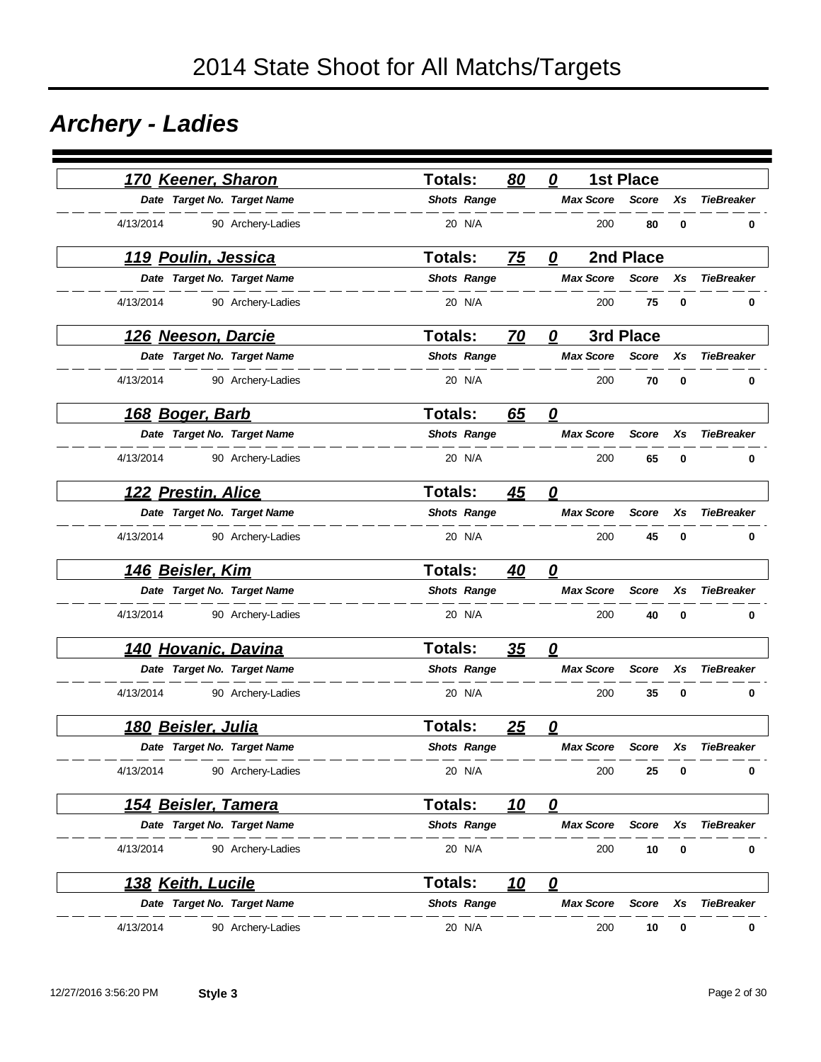# 2014 State Shoot for All Matchs/Targets

## *Archery - Ladies*

### *170 Keener, Sharon* — Totals: 80 / 0 — 1st Place

| Date | Target No. | Target Name | Shots | Range | Max Score | Score | Xs | TieBreaker |
|---|---|---|---|---|---|---|---|---|
| 4/13/2014 | 90 | Archery-Ladies | 20 | N/A | 200 | **80** | **0** | **0** |

### *119 Poulin, Jessica* — Totals: 75 / 0 — 2nd Place

| Date | Target No. | Target Name | Shots | Range | Max Score | Score | Xs | TieBreaker |
|---|---|---|---|---|---|---|---|---|
| 4/13/2014 | 90 | Archery-Ladies | 20 | N/A | 200 | **75** | **0** | **0** |

### *126 Neeson, Darcie* — Totals: 70 / 0 — 3rd Place

| Date | Target No. | Target Name | Shots | Range | Max Score | Score | Xs | TieBreaker |
|---|---|---|---|---|---|---|---|---|
| 4/13/2014 | 90 | Archery-Ladies | 20 | N/A | 200 | **70** | **0** | **0** |

### *168 Boger, Barb* — Totals: 65 / 0

| Date | Target No. | Target Name | Shots | Range | Max Score | Score | Xs | TieBreaker |
|---|---|---|---|---|---|---|---|---|
| 4/13/2014 | 90 | Archery-Ladies | 20 | N/A | 200 | **65** | **0** | **0** |

### *122 Prestin, Alice* — Totals: 45 / 0

| Date | Target No. | Target Name | Shots | Range | Max Score | Score | Xs | TieBreaker |
|---|---|---|---|---|---|---|---|---|
| 4/13/2014 | 90 | Archery-Ladies | 20 | N/A | 200 | **45** | **0** | **0** |

### *146 Beisler, Kim* — Totals: 40 / 0

| Date | Target No. | Target Name | Shots | Range | Max Score | Score | Xs | TieBreaker |
|---|---|---|---|---|---|---|---|---|
| 4/13/2014 | 90 | Archery-Ladies | 20 | N/A | 200 | **40** | **0** | **0** |

### *140 Hovanic, Davina* — Totals: 35 / 0

| Date | Target No. | Target Name | Shots | Range | Max Score | Score | Xs | TieBreaker |
|---|---|---|---|---|---|---|---|---|
| 4/13/2014 | 90 | Archery-Ladies | 20 | N/A | 200 | **35** | **0** | **0** |

### *180 Beisler, Julia* — Totals: 25 / 0

| Date | Target No. | Target Name | Shots | Range | Max Score | Score | Xs | TieBreaker |
|---|---|---|---|---|---|---|---|---|
| 4/13/2014 | 90 | Archery-Ladies | 20 | N/A | 200 | **25** | **0** | **0** |

### *154 Beisler, Tamera* — Totals: 10 / 0

| Date | Target No. | Target Name | Shots | Range | Max Score | Score | Xs | TieBreaker |
|---|---|---|---|---|---|---|---|---|
| 4/13/2014 | 90 | Archery-Ladies | 20 | N/A | 200 | **10** | **0** | **0** |

### *138 Keith, Lucile* — Totals: 10 / 0

| Date | Target No. | Target Name | Shots | Range | Max Score | Score | Xs | TieBreaker |
|---|---|---|---|---|---|---|---|---|
| 4/13/2014 | 90 | Archery-Ladies | 20 | N/A | 200 | **10** | **0** | **0** |

12/27/2016 3:56:20 PM **Style 3**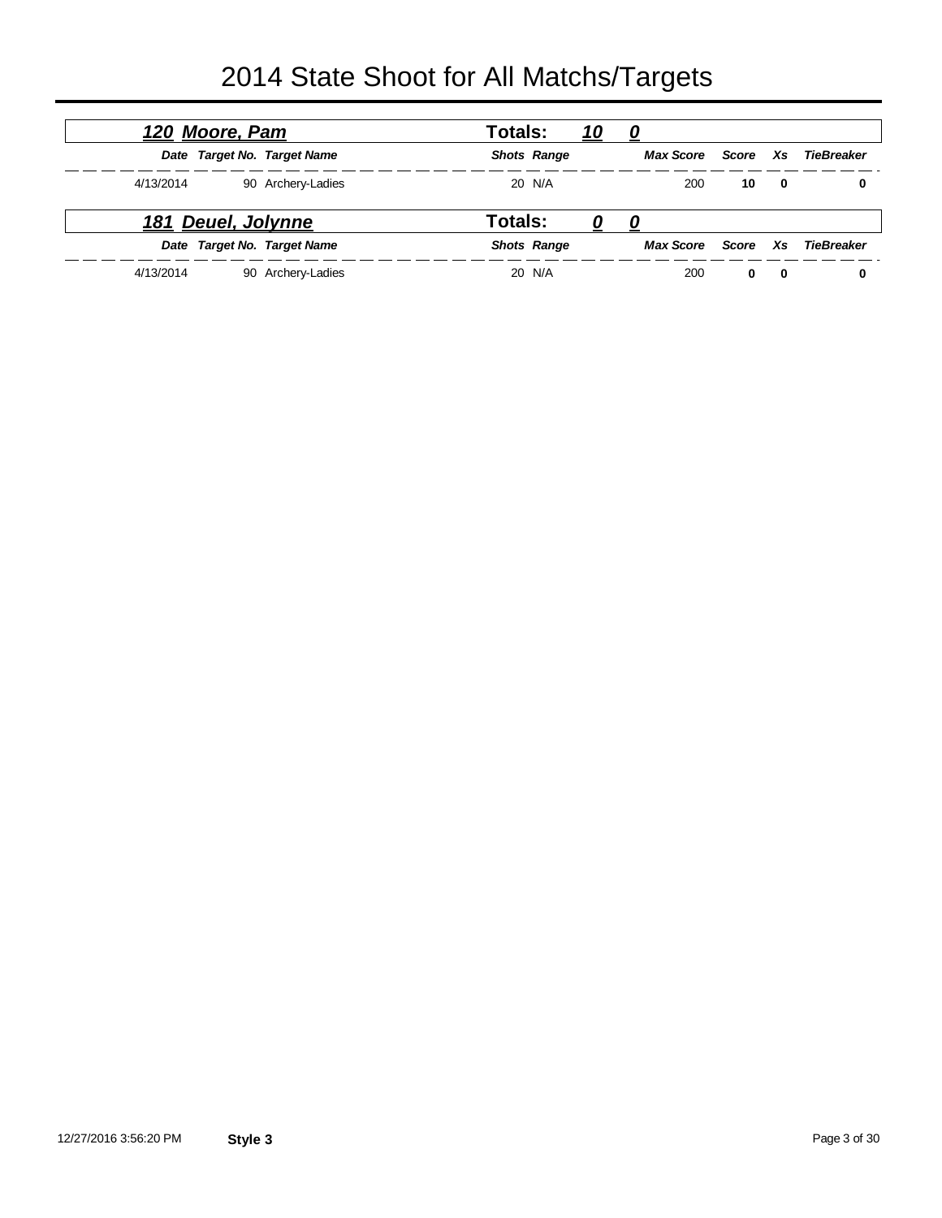# 2014 State Shoot for All Matchs/Targets

## 120 Moore, Pam

**Totals:** 10 0

| Date | Target No. | Target Name | Shots | Range | Max Score | Score | Xs | TieBreaker |
|---|---|---|---|---|---|---|---|---|
| 4/13/2014 | 90 | Archery-Ladies | 20 | N/A | 200 | **10** | **0** | **0** |

## 181 Deuel, Jolynne

**Totals:** 0 0

| Date | Target No. | Target Name | Shots | Range | Max Score | Score | Xs | TieBreaker |
|---|---|---|---|---|---|---|---|---|
| 4/13/2014 | 90 | Archery-Ladies | 20 | N/A | 200 | **0** | **0** | **0** |

12/27/2016 3:56:20 PM **Style 3**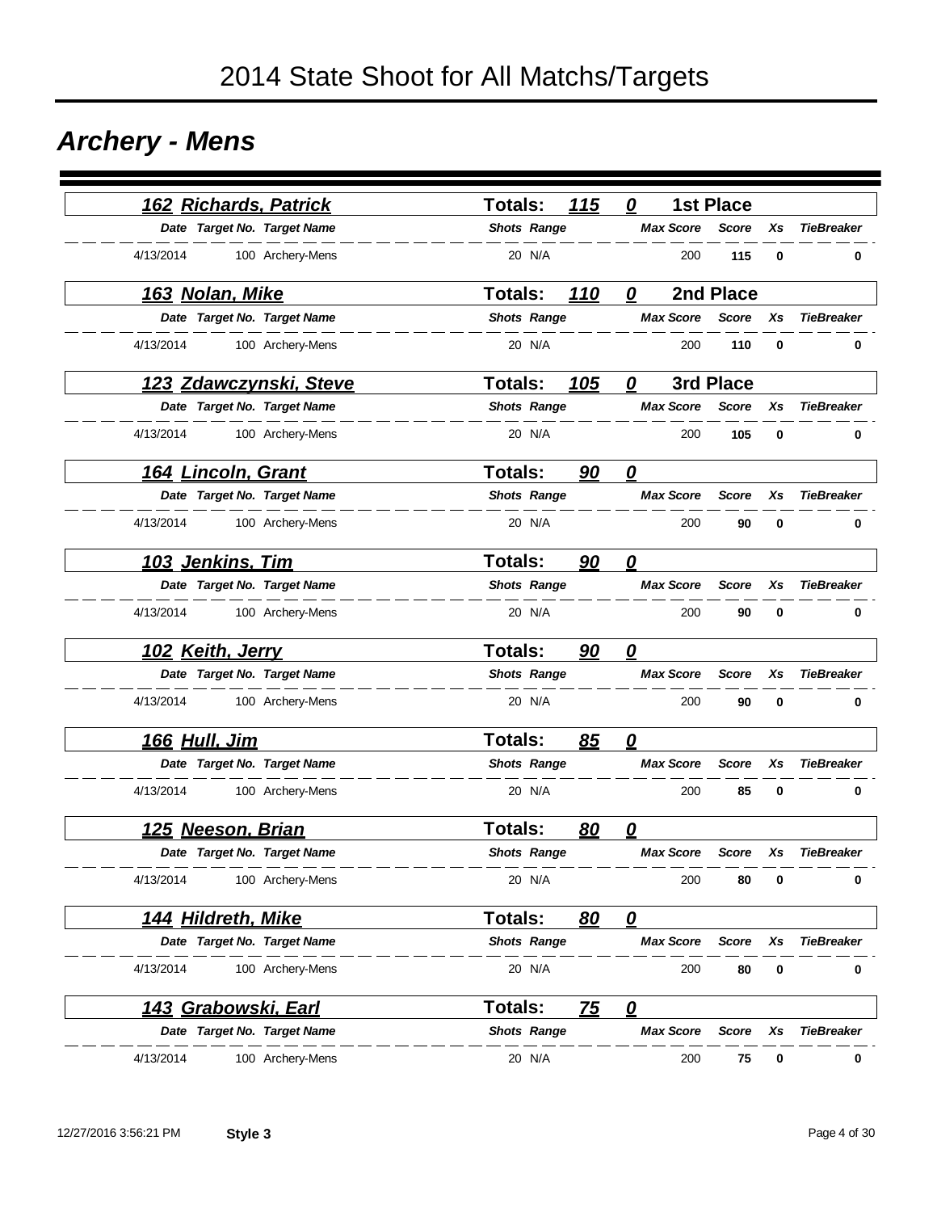# 2014 State Shoot for All Matchs/Targets

## Archery - Mens

### 162 Richards, Patrick — Totals: 115 0 — 1st Place

| Date | Target No. | Target Name | Shots | Range | Max Score | Score | Xs | TieBreaker |
|---|---|---|---|---|---|---|---|---|
| 4/13/2014 | 100 | Archery-Mens | 20 | N/A | 200 | 115 | 0 | 0 |

### 163 Nolan, Mike — Totals: 110 0 — 2nd Place

| Date | Target No. | Target Name | Shots | Range | Max Score | Score | Xs | TieBreaker |
|---|---|---|---|---|---|---|---|---|
| 4/13/2014 | 100 | Archery-Mens | 20 | N/A | 200 | 110 | 0 | 0 |

### 123 Zdawczynski, Steve — Totals: 105 0 — 3rd Place

| Date | Target No. | Target Name | Shots | Range | Max Score | Score | Xs | TieBreaker |
|---|---|---|---|---|---|---|---|---|
| 4/13/2014 | 100 | Archery-Mens | 20 | N/A | 200 | 105 | 0 | 0 |

### 164 Lincoln, Grant — Totals: 90 0

| Date | Target No. | Target Name | Shots | Range | Max Score | Score | Xs | TieBreaker |
|---|---|---|---|---|---|---|---|---|
| 4/13/2014 | 100 | Archery-Mens | 20 | N/A | 200 | 90 | 0 | 0 |

### 103 Jenkins, Tim — Totals: 90 0

| Date | Target No. | Target Name | Shots | Range | Max Score | Score | Xs | TieBreaker |
|---|---|---|---|---|---|---|---|---|
| 4/13/2014 | 100 | Archery-Mens | 20 | N/A | 200 | 90 | 0 | 0 |

### 102 Keith, Jerry — Totals: 90 0

| Date | Target No. | Target Name | Shots | Range | Max Score | Score | Xs | TieBreaker |
|---|---|---|---|---|---|---|---|---|
| 4/13/2014 | 100 | Archery-Mens | 20 | N/A | 200 | 90 | 0 | 0 |

### 166 Hull, Jim — Totals: 85 0

| Date | Target No. | Target Name | Shots | Range | Max Score | Score | Xs | TieBreaker |
|---|---|---|---|---|---|---|---|---|
| 4/13/2014 | 100 | Archery-Mens | 20 | N/A | 200 | 85 | 0 | 0 |

### 125 Neeson, Brian — Totals: 80 0

| Date | Target No. | Target Name | Shots | Range | Max Score | Score | Xs | TieBreaker |
|---|---|---|---|---|---|---|---|---|
| 4/13/2014 | 100 | Archery-Mens | 20 | N/A | 200 | 80 | 0 | 0 |

### 144 Hildreth, Mike — Totals: 80 0

| Date | Target No. | Target Name | Shots | Range | Max Score | Score | Xs | TieBreaker |
|---|---|---|---|---|---|---|---|---|
| 4/13/2014 | 100 | Archery-Mens | 20 | N/A | 200 | 80 | 0 | 0 |

### 143 Grabowski, Earl — Totals: 75 0

| Date | Target No. | Target Name | Shots | Range | Max Score | Score | Xs | TieBreaker |
|---|---|---|---|---|---|---|---|---|
| 4/13/2014 | 100 | Archery-Mens | 20 | N/A | 200 | 75 | 0 | 0 |

12/27/2016 3:56:21 PM **Style 3**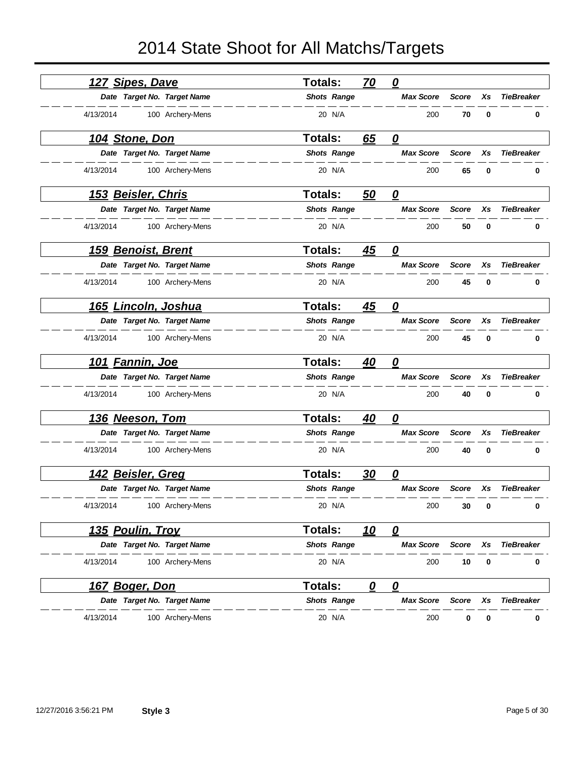# 2014 State Shoot for All Matchs/Targets

## 127 Sipes, Dave — Totals: 70 0

| Date | Target No. | Target Name | Shots | Range | Max Score | Score | Xs | TieBreaker |
|---|---|---|---|---|---|---|---|---|
| 4/13/2014 | 100 | Archery-Mens | 20 | N/A | 200 | **70** | **0** | **0** |

## 104 Stone, Don — Totals: 65 0

| Date | Target No. | Target Name | Shots | Range | Max Score | Score | Xs | TieBreaker |
|---|---|---|---|---|---|---|---|---|
| 4/13/2014 | 100 | Archery-Mens | 20 | N/A | 200 | **65** | **0** | **0** |

## 153 Beisler, Chris — Totals: 50 0

| Date | Target No. | Target Name | Shots | Range | Max Score | Score | Xs | TieBreaker |
|---|---|---|---|---|---|---|---|---|
| 4/13/2014 | 100 | Archery-Mens | 20 | N/A | 200 | **50** | **0** | **0** |

## 159 Benoist, Brent — Totals: 45 0

| Date | Target No. | Target Name | Shots | Range | Max Score | Score | Xs | TieBreaker |
|---|---|---|---|---|---|---|---|---|
| 4/13/2014 | 100 | Archery-Mens | 20 | N/A | 200 | **45** | **0** | **0** |

## 165 Lincoln, Joshua — Totals: 45 0

| Date | Target No. | Target Name | Shots | Range | Max Score | Score | Xs | TieBreaker |
|---|---|---|---|---|---|---|---|---|
| 4/13/2014 | 100 | Archery-Mens | 20 | N/A | 200 | **45** | **0** | **0** |

## 101 Fannin, Joe — Totals: 40 0

| Date | Target No. | Target Name | Shots | Range | Max Score | Score | Xs | TieBreaker |
|---|---|---|---|---|---|---|---|---|
| 4/13/2014 | 100 | Archery-Mens | 20 | N/A | 200 | **40** | **0** | **0** |

## 136 Neeson, Tom — Totals: 40 0

| Date | Target No. | Target Name | Shots | Range | Max Score | Score | Xs | TieBreaker |
|---|---|---|---|---|---|---|---|---|
| 4/13/2014 | 100 | Archery-Mens | 20 | N/A | 200 | **40** | **0** | **0** |

## 142 Beisler, Greg — Totals: 30 0

| Date | Target No. | Target Name | Shots | Range | Max Score | Score | Xs | TieBreaker |
|---|---|---|---|---|---|---|---|---|
| 4/13/2014 | 100 | Archery-Mens | 20 | N/A | 200 | **30** | **0** | **0** |

## 135 Poulin, Troy — Totals: 10 0

| Date | Target No. | Target Name | Shots | Range | Max Score | Score | Xs | TieBreaker |
|---|---|---|---|---|---|---|---|---|
| 4/13/2014 | 100 | Archery-Mens | 20 | N/A | 200 | **10** | **0** | **0** |

## 167 Boger, Don — Totals: 0 0

| Date | Target No. | Target Name | Shots | Range | Max Score | Score | Xs | TieBreaker |
|---|---|---|---|---|---|---|---|---|
| 4/13/2014 | 100 | Archery-Mens | 20 | N/A | 200 | **0** | **0** | **0** |

12/27/2016 3:56:21 PM **Style 3**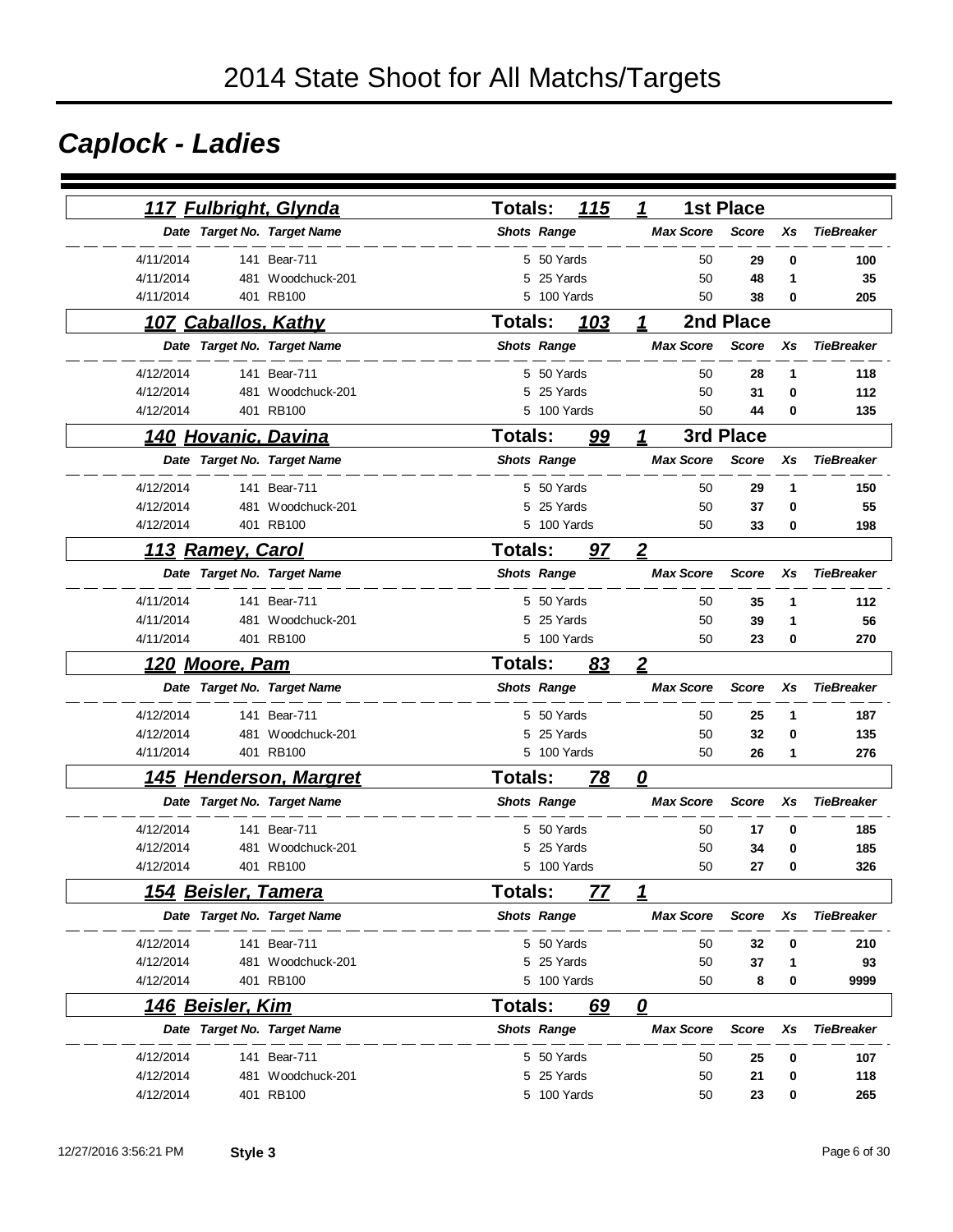# 2014 State Shoot for All Matchs/Targets

## Caplock - Ladies

### 117 Fulbright, Glynda — Totals: 115 — 1 — 1st Place

| Date | Target No. | Target Name | Shots | Range | Max Score | Score | Xs | TieBreaker |
|---|---|---|---|---|---|---|---|---|
| 4/11/2014 | 141 | Bear-711 | 5 | 50 Yards | 50 | 29 | 0 | 100 |
| 4/11/2014 | 481 | Woodchuck-201 | 5 | 25 Yards | 50 | 48 | 1 | 35 |
| 4/11/2014 | 401 | RB100 | 5 | 100 Yards | 50 | 38 | 0 | 205 |

### 107 Caballos, Kathy — Totals: 103 — 1 — 2nd Place

| Date | Target No. | Target Name | Shots | Range | Max Score | Score | Xs | TieBreaker |
|---|---|---|---|---|---|---|---|---|
| 4/12/2014 | 141 | Bear-711 | 5 | 50 Yards | 50 | 28 | 1 | 118 |
| 4/12/2014 | 481 | Woodchuck-201 | 5 | 25 Yards | 50 | 31 | 0 | 112 |
| 4/12/2014 | 401 | RB100 | 5 | 100 Yards | 50 | 44 | 0 | 135 |

### 140 Hovanic, Davina — Totals: 99 — 1 — 3rd Place

| Date | Target No. | Target Name | Shots | Range | Max Score | Score | Xs | TieBreaker |
|---|---|---|---|---|---|---|---|---|
| 4/12/2014 | 141 | Bear-711 | 5 | 50 Yards | 50 | 29 | 1 | 150 |
| 4/12/2014 | 481 | Woodchuck-201 | 5 | 25 Yards | 50 | 37 | 0 | 55 |
| 4/12/2014 | 401 | RB100 | 5 | 100 Yards | 50 | 33 | 0 | 198 |

### 113 Ramey, Carol — Totals: 97 — 2

| Date | Target No. | Target Name | Shots | Range | Max Score | Score | Xs | TieBreaker |
|---|---|---|---|---|---|---|---|---|
| 4/11/2014 | 141 | Bear-711 | 5 | 50 Yards | 50 | 35 | 1 | 112 |
| 4/11/2014 | 481 | Woodchuck-201 | 5 | 25 Yards | 50 | 39 | 1 | 56 |
| 4/11/2014 | 401 | RB100 | 5 | 100 Yards | 50 | 23 | 0 | 270 |

### 120 Moore, Pam — Totals: 83 — 2

| Date | Target No. | Target Name | Shots | Range | Max Score | Score | Xs | TieBreaker |
|---|---|---|---|---|---|---|---|---|
| 4/12/2014 | 141 | Bear-711 | 5 | 50 Yards | 50 | 25 | 1 | 187 |
| 4/12/2014 | 481 | Woodchuck-201 | 5 | 25 Yards | 50 | 32 | 0 | 135 |
| 4/11/2014 | 401 | RB100 | 5 | 100 Yards | 50 | 26 | 1 | 276 |

### 145 Henderson, Margret — Totals: 78 — 0

| Date | Target No. | Target Name | Shots | Range | Max Score | Score | Xs | TieBreaker |
|---|---|---|---|---|---|---|---|---|
| 4/12/2014 | 141 | Bear-711 | 5 | 50 Yards | 50 | 17 | 0 | 185 |
| 4/12/2014 | 481 | Woodchuck-201 | 5 | 25 Yards | 50 | 34 | 0 | 185 |
| 4/12/2014 | 401 | RB100 | 5 | 100 Yards | 50 | 27 | 0 | 326 |

### 154 Beisler, Tamera — Totals: 77 — 1

| Date | Target No. | Target Name | Shots | Range | Max Score | Score | Xs | TieBreaker |
|---|---|---|---|---|---|---|---|---|
| 4/12/2014 | 141 | Bear-711 | 5 | 50 Yards | 50 | 32 | 0 | 210 |
| 4/12/2014 | 481 | Woodchuck-201 | 5 | 25 Yards | 50 | 37 | 1 | 93 |
| 4/12/2014 | 401 | RB100 | 5 | 100 Yards | 50 | 8 | 0 | 9999 |

### 146 Beisler, Kim — Totals: 69 — 0

| Date | Target No. | Target Name | Shots | Range | Max Score | Score | Xs | TieBreaker |
|---|---|---|---|---|---|---|---|---|
| 4/12/2014 | 141 | Bear-711 | 5 | 50 Yards | 50 | 25 | 0 | 107 |
| 4/12/2014 | 481 | Woodchuck-201 | 5 | 25 Yards | 50 | 21 | 0 | 118 |
| 4/12/2014 | 401 | RB100 | 5 | 100 Yards | 50 | 23 | 0 | 265 |

12/27/2016 3:56:21 PM **Style 3**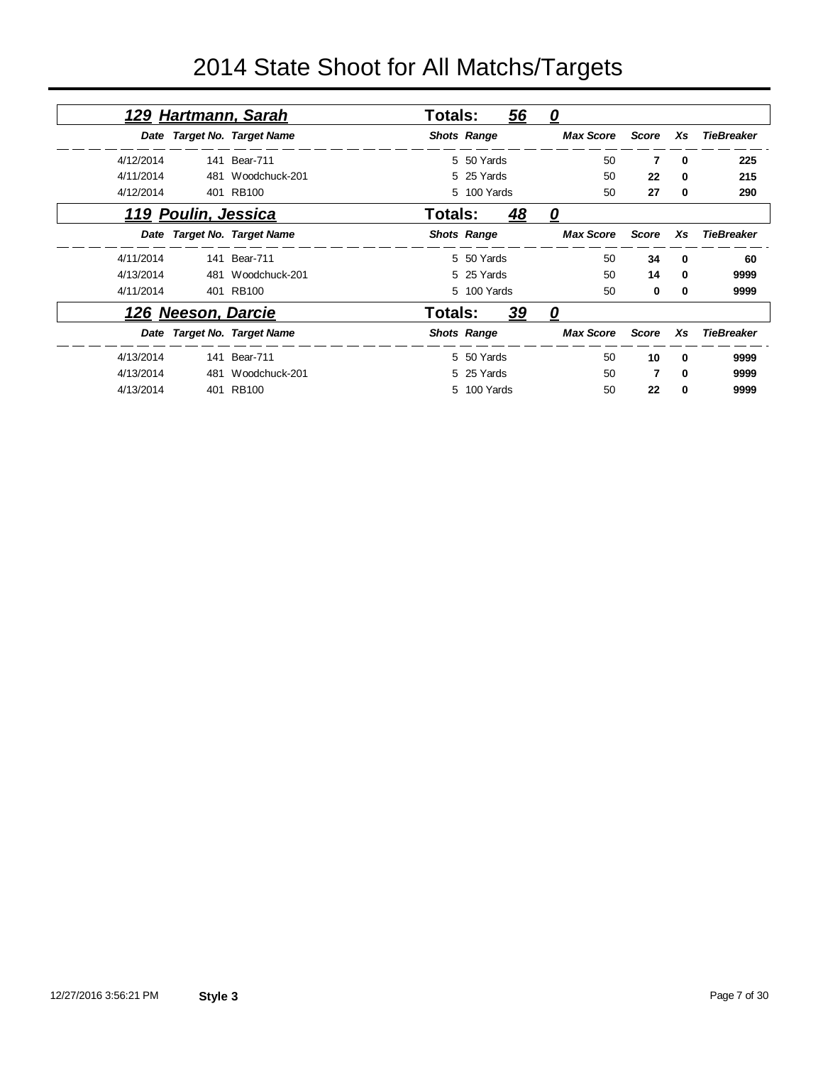# 2014 State Shoot for All Matchs/Targets

## 129 Hartmann, Sarah

**Totals: 56 0**

| Date | Target No. | Target Name | Shots | Range | Max Score | Score | Xs | TieBreaker |
|---|---|---|---|---|---|---|---|---|
| 4/12/2014 | 141 | Bear-711 | 5 | 50 Yards | 50 | **7** | **0** | **225** |
| 4/11/2014 | 481 | Woodchuck-201 | 5 | 25 Yards | 50 | **22** | **0** | **215** |
| 4/12/2014 | 401 | RB100 | 5 | 100 Yards | 50 | **27** | **0** | **290** |

## 119 Poulin, Jessica

**Totals: 48 0**

| Date | Target No. | Target Name | Shots | Range | Max Score | Score | Xs | TieBreaker |
|---|---|---|---|---|---|---|---|---|
| 4/11/2014 | 141 | Bear-711 | 5 | 50 Yards | 50 | **34** | **0** | **60** |
| 4/13/2014 | 481 | Woodchuck-201 | 5 | 25 Yards | 50 | **14** | **0** | **9999** |
| 4/11/2014 | 401 | RB100 | 5 | 100 Yards | 50 | **0** | **0** | **9999** |

## 126 Neeson, Darcie

**Totals: 39 0**

| Date | Target No. | Target Name | Shots | Range | Max Score | Score | Xs | TieBreaker |
|---|---|---|---|---|---|---|---|---|
| 4/13/2014 | 141 | Bear-711 | 5 | 50 Yards | 50 | **10** | **0** | **9999** |
| 4/13/2014 | 481 | Woodchuck-201 | 5 | 25 Yards | 50 | **7** | **0** | **9999** |
| 4/13/2014 | 401 | RB100 | 5 | 100 Yards | 50 | **22** | **0** | **9999** |

12/27/2016 3:56:21 PM **Style 3**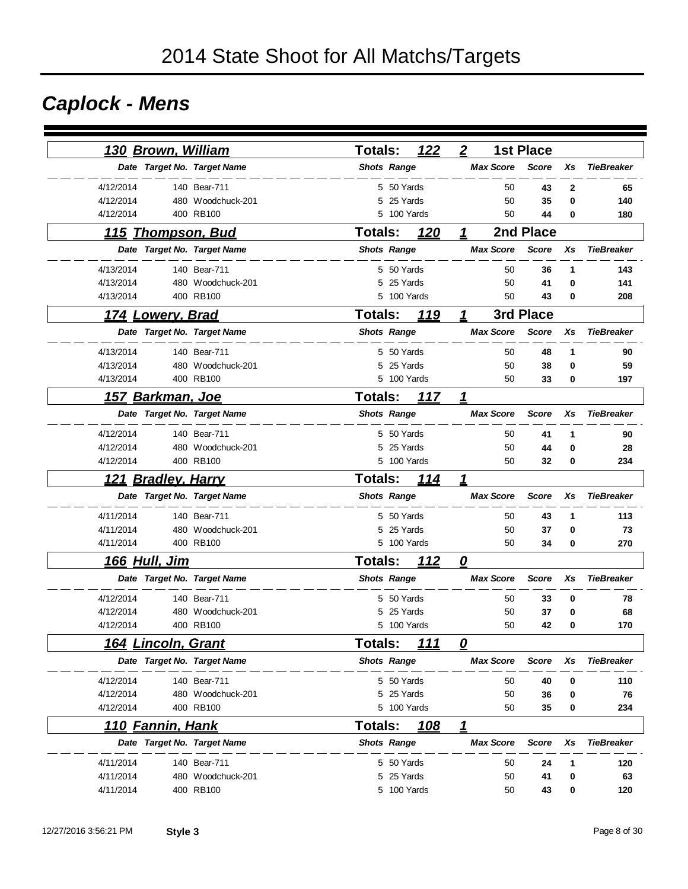# 2014 State Shoot for All Matchs/Targets

## Caplock - Mens

### 130 Brown, William — Totals: 122 — 2 — 1st Place

| Date | Target No. | Target Name | Shots | Range | Max Score | Score | Xs | TieBreaker |
|---|---|---|---|---|---|---|---|---|
| 4/12/2014 | 140 | Bear-711 | 5 | 50 Yards | 50 | 43 | 2 | 65 |
| 4/12/2014 | 480 | Woodchuck-201 | 5 | 25 Yards | 50 | 35 | 0 | 140 |
| 4/12/2014 | 400 | RB100 | 5 | 100 Yards | 50 | 44 | 0 | 180 |

### 115 Thompson, Bud — Totals: 120 — 1 — 2nd Place

| Date | Target No. | Target Name | Shots | Range | Max Score | Score | Xs | TieBreaker |
|---|---|---|---|---|---|---|---|---|
| 4/13/2014 | 140 | Bear-711 | 5 | 50 Yards | 50 | 36 | 1 | 143 |
| 4/13/2014 | 480 | Woodchuck-201 | 5 | 25 Yards | 50 | 41 | 0 | 141 |
| 4/13/2014 | 400 | RB100 | 5 | 100 Yards | 50 | 43 | 0 | 208 |

### 174 Lowery, Brad — Totals: 119 — 1 — 3rd Place

| Date | Target No. | Target Name | Shots | Range | Max Score | Score | Xs | TieBreaker |
|---|---|---|---|---|---|---|---|---|
| 4/13/2014 | 140 | Bear-711 | 5 | 50 Yards | 50 | 48 | 1 | 90 |
| 4/13/2014 | 480 | Woodchuck-201 | 5 | 25 Yards | 50 | 38 | 0 | 59 |
| 4/13/2014 | 400 | RB100 | 5 | 100 Yards | 50 | 33 | 0 | 197 |

### 157 Barkman, Joe — Totals: 117 — 1

| Date | Target No. | Target Name | Shots | Range | Max Score | Score | Xs | TieBreaker |
|---|---|---|---|---|---|---|---|---|
| 4/12/2014 | 140 | Bear-711 | 5 | 50 Yards | 50 | 41 | 1 | 90 |
| 4/12/2014 | 480 | Woodchuck-201 | 5 | 25 Yards | 50 | 44 | 0 | 28 |
| 4/12/2014 | 400 | RB100 | 5 | 100 Yards | 50 | 32 | 0 | 234 |

### 121 Bradley, Harry — Totals: 114 — 1

| Date | Target No. | Target Name | Shots | Range | Max Score | Score | Xs | TieBreaker |
|---|---|---|---|---|---|---|---|---|
| 4/11/2014 | 140 | Bear-711 | 5 | 50 Yards | 50 | 43 | 1 | 113 |
| 4/11/2014 | 480 | Woodchuck-201 | 5 | 25 Yards | 50 | 37 | 0 | 73 |
| 4/11/2014 | 400 | RB100 | 5 | 100 Yards | 50 | 34 | 0 | 270 |

### 166 Hull, Jim — Totals: 112 — 0

| Date | Target No. | Target Name | Shots | Range | Max Score | Score | Xs | TieBreaker |
|---|---|---|---|---|---|---|---|---|
| 4/12/2014 | 140 | Bear-711 | 5 | 50 Yards | 50 | 33 | 0 | 78 |
| 4/12/2014 | 480 | Woodchuck-201 | 5 | 25 Yards | 50 | 37 | 0 | 68 |
| 4/12/2014 | 400 | RB100 | 5 | 100 Yards | 50 | 42 | 0 | 170 |

### 164 Lincoln, Grant — Totals: 111 — 0

| Date | Target No. | Target Name | Shots | Range | Max Score | Score | Xs | TieBreaker |
|---|---|---|---|---|---|---|---|---|
| 4/12/2014 | 140 | Bear-711 | 5 | 50 Yards | 50 | 40 | 0 | 110 |
| 4/12/2014 | 480 | Woodchuck-201 | 5 | 25 Yards | 50 | 36 | 0 | 76 |
| 4/12/2014 | 400 | RB100 | 5 | 100 Yards | 50 | 35 | 0 | 234 |

### 110 Fannin, Hank — Totals: 108 — 1

| Date | Target No. | Target Name | Shots | Range | Max Score | Score | Xs | TieBreaker |
|---|---|---|---|---|---|---|---|---|
| 4/11/2014 | 140 | Bear-711 | 5 | 50 Yards | 50 | 24 | 1 | 120 |
| 4/11/2014 | 480 | Woodchuck-201 | 5 | 25 Yards | 50 | 41 | 0 | 63 |
| 4/11/2014 | 400 | RB100 | 5 | 100 Yards | 50 | 43 | 0 | 120 |

12/27/2016 3:56:21 PM **Style 3**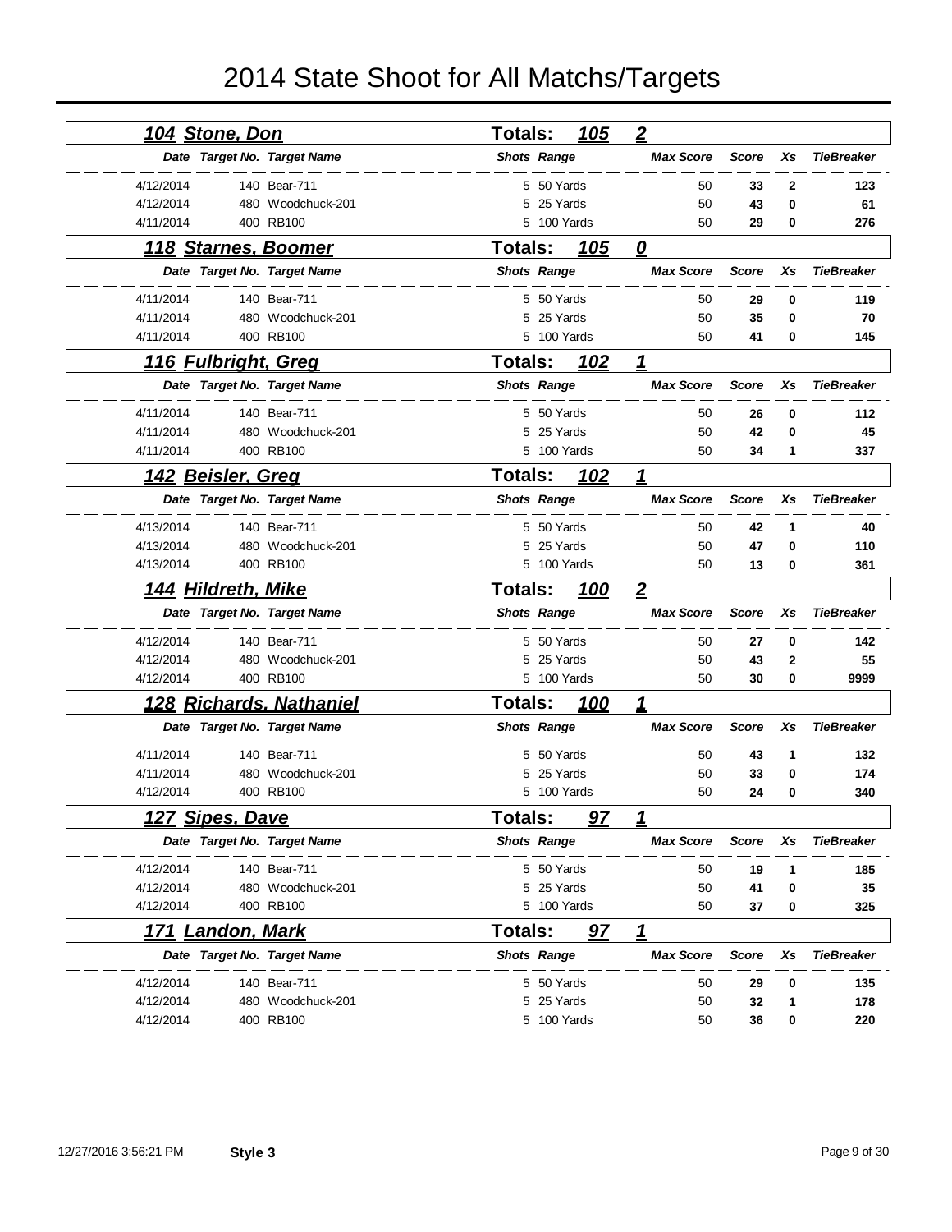# 2014 State Shoot for All Matchs/Targets

## 104 Stone, Don — Totals: 105 2

| Date | Target No. | Target Name | Shots | Range | Max Score | Score | Xs | TieBreaker |
|---|---|---|---|---|---|---|---|---|
| 4/12/2014 | 140 | Bear-711 | 5 | 50 Yards | 50 | **33** | **2** | **123** |
| 4/12/2014 | 480 | Woodchuck-201 | 5 | 25 Yards | 50 | **43** | **0** | **61** |
| 4/11/2014 | 400 | RB100 | 5 | 100 Yards | 50 | **29** | **0** | **276** |

## 118 Starnes, Boomer — Totals: 105 0

| Date | Target No. | Target Name | Shots | Range | Max Score | Score | Xs | TieBreaker |
|---|---|---|---|---|---|---|---|---|
| 4/11/2014 | 140 | Bear-711 | 5 | 50 Yards | 50 | **29** | **0** | **119** |
| 4/11/2014 | 480 | Woodchuck-201 | 5 | 25 Yards | 50 | **35** | **0** | **70** |
| 4/11/2014 | 400 | RB100 | 5 | 100 Yards | 50 | **41** | **0** | **145** |

## 116 Fulbright, Greg — Totals: 102 1

| Date | Target No. | Target Name | Shots | Range | Max Score | Score | Xs | TieBreaker |
|---|---|---|---|---|---|---|---|---|
| 4/11/2014 | 140 | Bear-711 | 5 | 50 Yards | 50 | **26** | **0** | **112** |
| 4/11/2014 | 480 | Woodchuck-201 | 5 | 25 Yards | 50 | **42** | **0** | **45** |
| 4/11/2014 | 400 | RB100 | 5 | 100 Yards | 50 | **34** | **1** | **337** |

## 142 Beisler, Greg — Totals: 102 1

| Date | Target No. | Target Name | Shots | Range | Max Score | Score | Xs | TieBreaker |
|---|---|---|---|---|---|---|---|---|
| 4/13/2014 | 140 | Bear-711 | 5 | 50 Yards | 50 | **42** | **1** | **40** |
| 4/13/2014 | 480 | Woodchuck-201 | 5 | 25 Yards | 50 | **47** | **0** | **110** |
| 4/13/2014 | 400 | RB100 | 5 | 100 Yards | 50 | **13** | **0** | **361** |

## 144 Hildreth, Mike — Totals: 100 2

| Date | Target No. | Target Name | Shots | Range | Max Score | Score | Xs | TieBreaker |
|---|---|---|---|---|---|---|---|---|
| 4/12/2014 | 140 | Bear-711 | 5 | 50 Yards | 50 | **27** | **0** | **142** |
| 4/12/2014 | 480 | Woodchuck-201 | 5 | 25 Yards | 50 | **43** | **2** | **55** |
| 4/12/2014 | 400 | RB100 | 5 | 100 Yards | 50 | **30** | **0** | **9999** |

## 128 Richards, Nathaniel — Totals: 100 1

| Date | Target No. | Target Name | Shots | Range | Max Score | Score | Xs | TieBreaker |
|---|---|---|---|---|---|---|---|---|
| 4/11/2014 | 140 | Bear-711 | 5 | 50 Yards | 50 | **43** | **1** | **132** |
| 4/11/2014 | 480 | Woodchuck-201 | 5 | 25 Yards | 50 | **33** | **0** | **174** |
| 4/12/2014 | 400 | RB100 | 5 | 100 Yards | 50 | **24** | **0** | **340** |

## 127 Sipes, Dave — Totals: 97 1

| Date | Target No. | Target Name | Shots | Range | Max Score | Score | Xs | TieBreaker |
|---|---|---|---|---|---|---|---|---|
| 4/12/2014 | 140 | Bear-711 | 5 | 50 Yards | 50 | **19** | **1** | **185** |
| 4/12/2014 | 480 | Woodchuck-201 | 5 | 25 Yards | 50 | **41** | **0** | **35** |
| 4/12/2014 | 400 | RB100 | 5 | 100 Yards | 50 | **37** | **0** | **325** |

## 171 Landon, Mark — Totals: 97 1

| Date | Target No. | Target Name | Shots | Range | Max Score | Score | Xs | TieBreaker |
|---|---|---|---|---|---|---|---|---|
| 4/12/2014 | 140 | Bear-711 | 5 | 50 Yards | 50 | **29** | **0** | **135** |
| 4/12/2014 | 480 | Woodchuck-201 | 5 | 25 Yards | 50 | **32** | **1** | **178** |
| 4/12/2014 | 400 | RB100 | 5 | 100 Yards | 50 | **36** | **0** | **220** |

12/27/2016 3:56:21 PM **Style 3**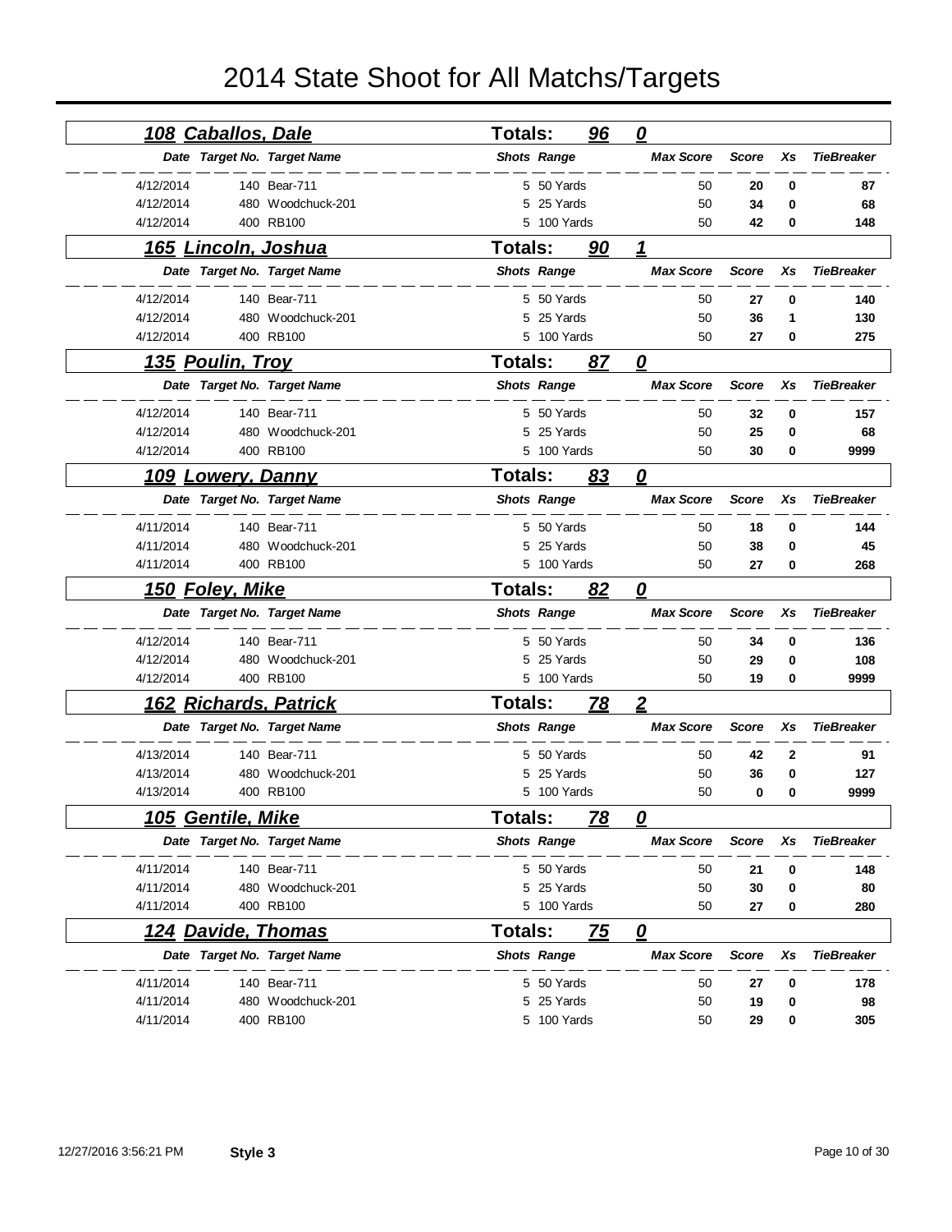# 2014 State Shoot for All Matchs/Targets

## 108 Caballos, Dale — Totals: 96 — 0

| Date | Target No. | Target Name | Shots | Range | Max Score | Score | Xs | TieBreaker |
|---|---|---|---|---|---|---|---|---|
| 4/12/2014 | 140 | Bear-711 | 5 | 50 Yards | 50 | **20** | **0** | **87** |
| 4/12/2014 | 480 | Woodchuck-201 | 5 | 25 Yards | 50 | **34** | **0** | **68** |
| 4/12/2014 | 400 | RB100 | 5 | 100 Yards | 50 | **42** | **0** | **148** |

## 165 Lincoln, Joshua — Totals: 90 — 1

| Date | Target No. | Target Name | Shots | Range | Max Score | Score | Xs | TieBreaker |
|---|---|---|---|---|---|---|---|---|
| 4/12/2014 | 140 | Bear-711 | 5 | 50 Yards | 50 | **27** | **0** | **140** |
| 4/12/2014 | 480 | Woodchuck-201 | 5 | 25 Yards | 50 | **36** | **1** | **130** |
| 4/12/2014 | 400 | RB100 | 5 | 100 Yards | 50 | **27** | **0** | **275** |

## 135 Poulin, Troy — Totals: 87 — 0

| Date | Target No. | Target Name | Shots | Range | Max Score | Score | Xs | TieBreaker |
|---|---|---|---|---|---|---|---|---|
| 4/12/2014 | 140 | Bear-711 | 5 | 50 Yards | 50 | **32** | **0** | **157** |
| 4/12/2014 | 480 | Woodchuck-201 | 5 | 25 Yards | 50 | **25** | **0** | **68** |
| 4/12/2014 | 400 | RB100 | 5 | 100 Yards | 50 | **30** | **0** | **9999** |

## 109 Lowery, Danny — Totals: 83 — 0

| Date | Target No. | Target Name | Shots | Range | Max Score | Score | Xs | TieBreaker |
|---|---|---|---|---|---|---|---|---|
| 4/11/2014 | 140 | Bear-711 | 5 | 50 Yards | 50 | **18** | **0** | **144** |
| 4/11/2014 | 480 | Woodchuck-201 | 5 | 25 Yards | 50 | **38** | **0** | **45** |
| 4/11/2014 | 400 | RB100 | 5 | 100 Yards | 50 | **27** | **0** | **268** |

## 150 Foley, Mike — Totals: 82 — 0

| Date | Target No. | Target Name | Shots | Range | Max Score | Score | Xs | TieBreaker |
|---|---|---|---|---|---|---|---|---|
| 4/12/2014 | 140 | Bear-711 | 5 | 50 Yards | 50 | **34** | **0** | **136** |
| 4/12/2014 | 480 | Woodchuck-201 | 5 | 25 Yards | 50 | **29** | **0** | **108** |
| 4/12/2014 | 400 | RB100 | 5 | 100 Yards | 50 | **19** | **0** | **9999** |

## 162 Richards, Patrick — Totals: 78 — 2

| Date | Target No. | Target Name | Shots | Range | Max Score | Score | Xs | TieBreaker |
|---|---|---|---|---|---|---|---|---|
| 4/13/2014 | 140 | Bear-711 | 5 | 50 Yards | 50 | **42** | **2** | **91** |
| 4/13/2014 | 480 | Woodchuck-201 | 5 | 25 Yards | 50 | **36** | **0** | **127** |
| 4/13/2014 | 400 | RB100 | 5 | 100 Yards | 50 | **0** | **0** | **9999** |

## 105 Gentile, Mike — Totals: 78 — 0

| Date | Target No. | Target Name | Shots | Range | Max Score | Score | Xs | TieBreaker |
|---|---|---|---|---|---|---|---|---|
| 4/11/2014 | 140 | Bear-711 | 5 | 50 Yards | 50 | **21** | **0** | **148** |
| 4/11/2014 | 480 | Woodchuck-201 | 5 | 25 Yards | 50 | **30** | **0** | **80** |
| 4/11/2014 | 400 | RB100 | 5 | 100 Yards | 50 | **27** | **0** | **280** |

## 124 Davide, Thomas — Totals: 75 — 0

| Date | Target No. | Target Name | Shots | Range | Max Score | Score | Xs | TieBreaker |
|---|---|---|---|---|---|---|---|---|
| 4/11/2014 | 140 | Bear-711 | 5 | 50 Yards | 50 | **27** | **0** | **178** |
| 4/11/2014 | 480 | Woodchuck-201 | 5 | 25 Yards | 50 | **19** | **0** | **98** |
| 4/11/2014 | 400 | RB100 | 5 | 100 Yards | 50 | **29** | **0** | **305** |

12/27/2016 3:56:21 PM **Style 3**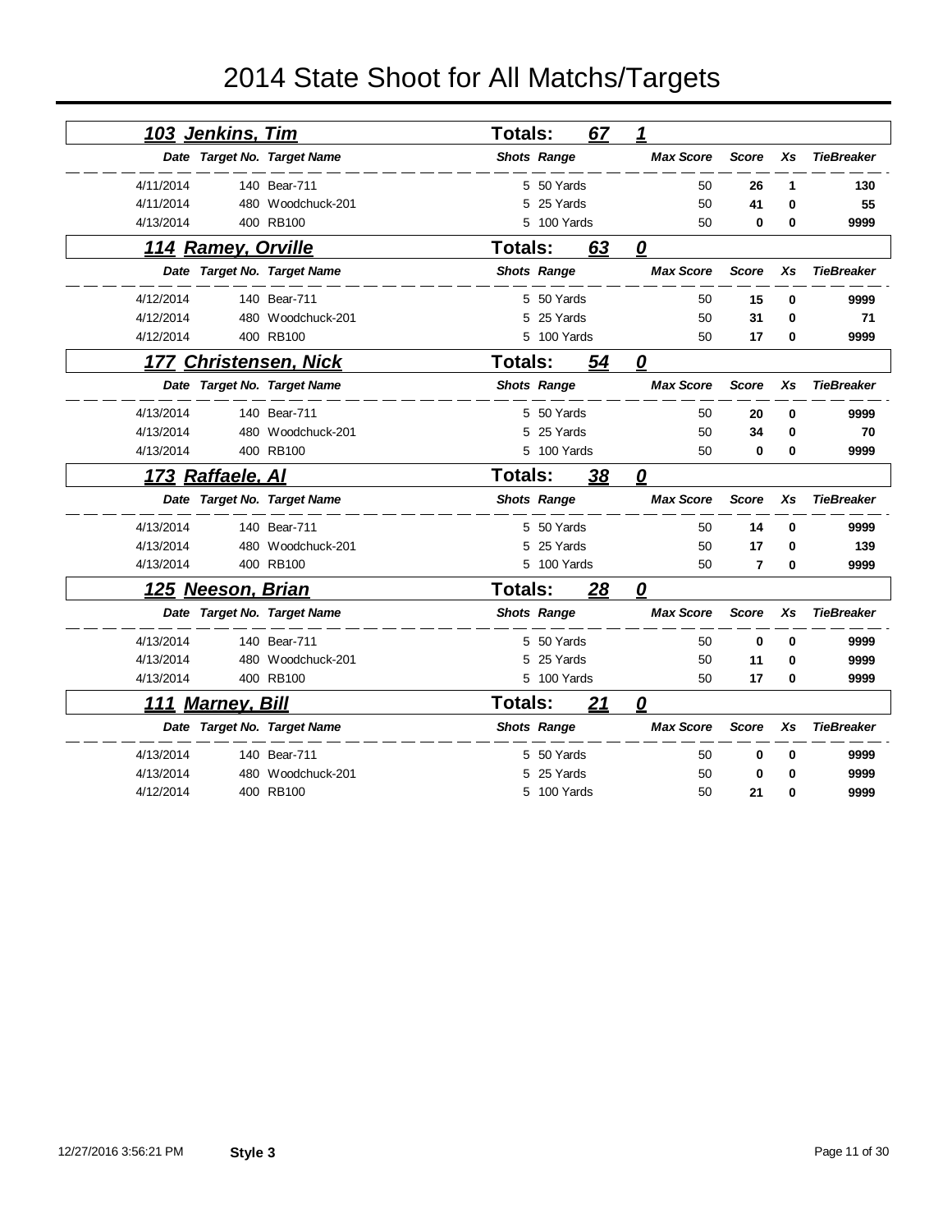# 2014 State Shoot for All Matchs/Targets

## 103 Jenkins, Tim — Totals: 67 — 1

| Date | Target No. | Target Name | Shots | Range | Max Score | Score | Xs | TieBreaker |
|---|---|---|---|---|---|---|---|---|
| 4/11/2014 | 140 | Bear-711 | 5 | 50 Yards | 50 | **26** | **1** | **130** |
| 4/11/2014 | 480 | Woodchuck-201 | 5 | 25 Yards | 50 | **41** | **0** | **55** |
| 4/13/2014 | 400 | RB100 | 5 | 100 Yards | 50 | **0** | **0** | **9999** |

## 114 Ramey, Orville — Totals: 63 — 0

| Date | Target No. | Target Name | Shots | Range | Max Score | Score | Xs | TieBreaker |
|---|---|---|---|---|---|---|---|---|
| 4/12/2014 | 140 | Bear-711 | 5 | 50 Yards | 50 | **15** | **0** | **9999** |
| 4/12/2014 | 480 | Woodchuck-201 | 5 | 25 Yards | 50 | **31** | **0** | **71** |
| 4/12/2014 | 400 | RB100 | 5 | 100 Yards | 50 | **17** | **0** | **9999** |

## 177 Christensen, Nick — Totals: 54 — 0

| Date | Target No. | Target Name | Shots | Range | Max Score | Score | Xs | TieBreaker |
|---|---|---|---|---|---|---|---|---|
| 4/13/2014 | 140 | Bear-711 | 5 | 50 Yards | 50 | **20** | **0** | **9999** |
| 4/13/2014 | 480 | Woodchuck-201 | 5 | 25 Yards | 50 | **34** | **0** | **70** |
| 4/13/2014 | 400 | RB100 | 5 | 100 Yards | 50 | **0** | **0** | **9999** |

## 173 Raffaele, Al — Totals: 38 — 0

| Date | Target No. | Target Name | Shots | Range | Max Score | Score | Xs | TieBreaker |
|---|---|---|---|---|---|---|---|---|
| 4/13/2014 | 140 | Bear-711 | 5 | 50 Yards | 50 | **14** | **0** | **9999** |
| 4/13/2014 | 480 | Woodchuck-201 | 5 | 25 Yards | 50 | **17** | **0** | **139** |
| 4/13/2014 | 400 | RB100 | 5 | 100 Yards | 50 | **7** | **0** | **9999** |

## 125 Neeson, Brian — Totals: 28 — 0

| Date | Target No. | Target Name | Shots | Range | Max Score | Score | Xs | TieBreaker |
|---|---|---|---|---|---|---|---|---|
| 4/13/2014 | 140 | Bear-711 | 5 | 50 Yards | 50 | **0** | **0** | **9999** |
| 4/13/2014 | 480 | Woodchuck-201 | 5 | 25 Yards | 50 | **11** | **0** | **9999** |
| 4/13/2014 | 400 | RB100 | 5 | 100 Yards | 50 | **17** | **0** | **9999** |

## 111 Marney, Bill — Totals: 21 — 0

| Date | Target No. | Target Name | Shots | Range | Max Score | Score | Xs | TieBreaker |
|---|---|---|---|---|---|---|---|---|
| 4/13/2014 | 140 | Bear-711 | 5 | 50 Yards | 50 | **0** | **0** | **9999** |
| 4/13/2014 | 480 | Woodchuck-201 | 5 | 25 Yards | 50 | **0** | **0** | **9999** |
| 4/12/2014 | 400 | RB100 | 5 | 100 Yards | 50 | **21** | **0** | **9999** |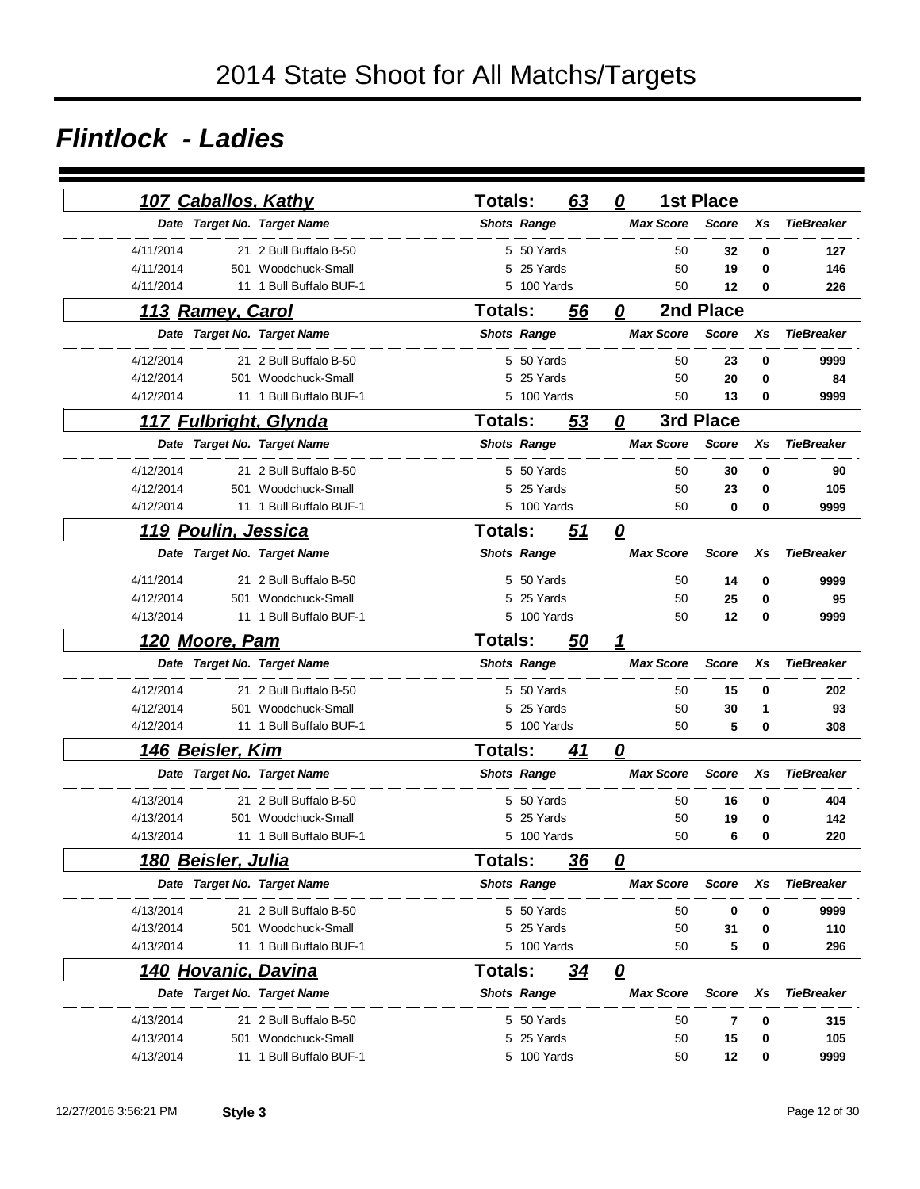# 2014 State Shoot for All Matchs/Targets

## *Flintlock - Ladies*

### 107 Caballos, Kathy — Totals: 63 — 0 — 1st Place

| Date | Target No. | Target Name | Shots | Range | Max Score | Score | Xs | TieBreaker |
|---|---|---|---|---|---|---|---|---|
| 4/11/2014 | 21 | 2 Bull Buffalo B-50 | 5 | 50 Yards | 50 | **32** | **0** | **127** |
| 4/11/2014 | 501 | Woodchuck-Small | 5 | 25 Yards | 50 | **19** | **0** | **146** |
| 4/11/2014 | 11 | 1 Bull Buffalo BUF-1 | 5 | 100 Yards | 50 | **12** | **0** | **226** |

### 113 Ramey, Carol — Totals: 56 — 0 — 2nd Place

| Date | Target No. | Target Name | Shots | Range | Max Score | Score | Xs | TieBreaker |
|---|---|---|---|---|---|---|---|---|
| 4/12/2014 | 21 | 2 Bull Buffalo B-50 | 5 | 50 Yards | 50 | **23** | **0** | **9999** |
| 4/12/2014 | 501 | Woodchuck-Small | 5 | 25 Yards | 50 | **20** | **0** | **84** |
| 4/12/2014 | 11 | 1 Bull Buffalo BUF-1 | 5 | 100 Yards | 50 | **13** | **0** | **9999** |

### 117 Fulbright, Glynda — Totals: 53 — 0 — 3rd Place

| Date | Target No. | Target Name | Shots | Range | Max Score | Score | Xs | TieBreaker |
|---|---|---|---|---|---|---|---|---|
| 4/12/2014 | 21 | 2 Bull Buffalo B-50 | 5 | 50 Yards | 50 | **30** | **0** | **90** |
| 4/12/2014 | 501 | Woodchuck-Small | 5 | 25 Yards | 50 | **23** | **0** | **105** |
| 4/12/2014 | 11 | 1 Bull Buffalo BUF-1 | 5 | 100 Yards | 50 | **0** | **0** | **9999** |

### 119 Poulin, Jessica — Totals: 51 — 0

| Date | Target No. | Target Name | Shots | Range | Max Score | Score | Xs | TieBreaker |
|---|---|---|---|---|---|---|---|---|
| 4/11/2014 | 21 | 2 Bull Buffalo B-50 | 5 | 50 Yards | 50 | **14** | **0** | **9999** |
| 4/12/2014 | 501 | Woodchuck-Small | 5 | 25 Yards | 50 | **25** | **0** | **95** |
| 4/13/2014 | 11 | 1 Bull Buffalo BUF-1 | 5 | 100 Yards | 50 | **12** | **0** | **9999** |

### 120 Moore, Pam — Totals: 50 — 1

| Date | Target No. | Target Name | Shots | Range | Max Score | Score | Xs | TieBreaker |
|---|---|---|---|---|---|---|---|---|
| 4/12/2014 | 21 | 2 Bull Buffalo B-50 | 5 | 50 Yards | 50 | **15** | **0** | **202** |
| 4/12/2014 | 501 | Woodchuck-Small | 5 | 25 Yards | 50 | **30** | **1** | **93** |
| 4/12/2014 | 11 | 1 Bull Buffalo BUF-1 | 5 | 100 Yards | 50 | **5** | **0** | **308** |

### 146 Beisler, Kim — Totals: 41 — 0

| Date | Target No. | Target Name | Shots | Range | Max Score | Score | Xs | TieBreaker |
|---|---|---|---|---|---|---|---|---|
| 4/13/2014 | 21 | 2 Bull Buffalo B-50 | 5 | 50 Yards | 50 | **16** | **0** | **404** |
| 4/13/2014 | 501 | Woodchuck-Small | 5 | 25 Yards | 50 | **19** | **0** | **142** |
| 4/13/2014 | 11 | 1 Bull Buffalo BUF-1 | 5 | 100 Yards | 50 | **6** | **0** | **220** |

### 180 Beisler, Julia — Totals: 36 — 0

| Date | Target No. | Target Name | Shots | Range | Max Score | Score | Xs | TieBreaker |
|---|---|---|---|---|---|---|---|---|
| 4/13/2014 | 21 | 2 Bull Buffalo B-50 | 5 | 50 Yards | 50 | **0** | **0** | **9999** |
| 4/13/2014 | 501 | Woodchuck-Small | 5 | 25 Yards | 50 | **31** | **0** | **110** |
| 4/13/2014 | 11 | 1 Bull Buffalo BUF-1 | 5 | 100 Yards | 50 | **5** | **0** | **296** |

### 140 Hovanic, Davina — Totals: 34 — 0

| Date | Target No. | Target Name | Shots | Range | Max Score | Score | Xs | TieBreaker |
|---|---|---|---|---|---|---|---|---|
| 4/13/2014 | 21 | 2 Bull Buffalo B-50 | 5 | 50 Yards | 50 | **7** | **0** | **315** |
| 4/13/2014 | 501 | Woodchuck-Small | 5 | 25 Yards | 50 | **15** | **0** | **105** |
| 4/13/2014 | 11 | 1 Bull Buffalo BUF-1 | 5 | 100 Yards | 50 | **12** | **0** | **9999** |

12/27/2016 3:56:21 PM **Style 3**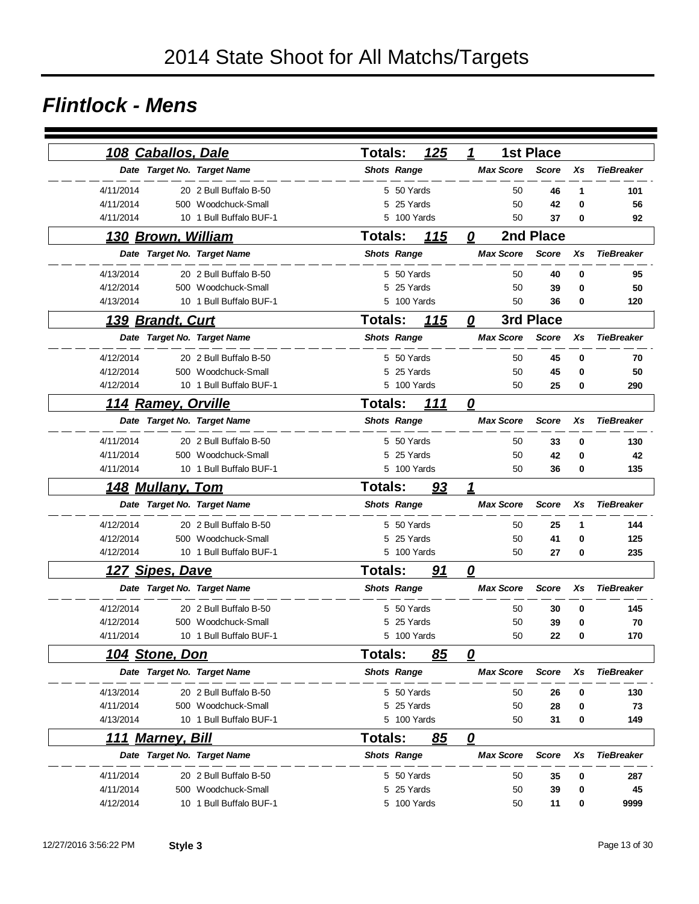# 2014 State Shoot for All Matchs/Targets

## Flintlock - Mens

### 108 Caballos, Dale — Totals: 125 — 1 — 1st Place

| Date | Target No. | Target Name | Shots | Range | Max Score | Score | Xs | TieBreaker |
|---|---|---|---|---|---|---|---|---|
| 4/11/2014 | 20 | 2 Bull Buffalo B-50 | 5 | 50 Yards | 50 | 46 | 1 | 101 |
| 4/11/2014 | 500 | Woodchuck-Small | 5 | 25 Yards | 50 | 42 | 0 | 56 |
| 4/11/2014 | 10 | 1 Bull Buffalo BUF-1 | 5 | 100 Yards | 50 | 37 | 0 | 92 |

### 130 Brown, William — Totals: 115 — 0 — 2nd Place

| Date | Target No. | Target Name | Shots | Range | Max Score | Score | Xs | TieBreaker |
|---|---|---|---|---|---|---|---|---|
| 4/13/2014 | 20 | 2 Bull Buffalo B-50 | 5 | 50 Yards | 50 | 40 | 0 | 95 |
| 4/12/2014 | 500 | Woodchuck-Small | 5 | 25 Yards | 50 | 39 | 0 | 50 |
| 4/13/2014 | 10 | 1 Bull Buffalo BUF-1 | 5 | 100 Yards | 50 | 36 | 0 | 120 |

### 139 Brandt, Curt — Totals: 115 — 0 — 3rd Place

| Date | Target No. | Target Name | Shots | Range | Max Score | Score | Xs | TieBreaker |
|---|---|---|---|---|---|---|---|---|
| 4/12/2014 | 20 | 2 Bull Buffalo B-50 | 5 | 50 Yards | 50 | 45 | 0 | 70 |
| 4/12/2014 | 500 | Woodchuck-Small | 5 | 25 Yards | 50 | 45 | 0 | 50 |
| 4/12/2014 | 10 | 1 Bull Buffalo BUF-1 | 5 | 100 Yards | 50 | 25 | 0 | 290 |

### 114 Ramey, Orville — Totals: 111 — 0

| Date | Target No. | Target Name | Shots | Range | Max Score | Score | Xs | TieBreaker |
|---|---|---|---|---|---|---|---|---|
| 4/11/2014 | 20 | 2 Bull Buffalo B-50 | 5 | 50 Yards | 50 | 33 | 0 | 130 |
| 4/11/2014 | 500 | Woodchuck-Small | 5 | 25 Yards | 50 | 42 | 0 | 42 |
| 4/11/2014 | 10 | 1 Bull Buffalo BUF-1 | 5 | 100 Yards | 50 | 36 | 0 | 135 |

### 148 Mullany, Tom — Totals: 93 — 1

| Date | Target No. | Target Name | Shots | Range | Max Score | Score | Xs | TieBreaker |
|---|---|---|---|---|---|---|---|---|
| 4/12/2014 | 20 | 2 Bull Buffalo B-50 | 5 | 50 Yards | 50 | 25 | 1 | 144 |
| 4/12/2014 | 500 | Woodchuck-Small | 5 | 25 Yards | 50 | 41 | 0 | 125 |
| 4/12/2014 | 10 | 1 Bull Buffalo BUF-1 | 5 | 100 Yards | 50 | 27 | 0 | 235 |

### 127 Sipes, Dave — Totals: 91 — 0

| Date | Target No. | Target Name | Shots | Range | Max Score | Score | Xs | TieBreaker |
|---|---|---|---|---|---|---|---|---|
| 4/12/2014 | 20 | 2 Bull Buffalo B-50 | 5 | 50 Yards | 50 | 30 | 0 | 145 |
| 4/12/2014 | 500 | Woodchuck-Small | 5 | 25 Yards | 50 | 39 | 0 | 70 |
| 4/11/2014 | 10 | 1 Bull Buffalo BUF-1 | 5 | 100 Yards | 50 | 22 | 0 | 170 |

### 104 Stone, Don — Totals: 85 — 0

| Date | Target No. | Target Name | Shots | Range | Max Score | Score | Xs | TieBreaker |
|---|---|---|---|---|---|---|---|---|
| 4/13/2014 | 20 | 2 Bull Buffalo B-50 | 5 | 50 Yards | 50 | 26 | 0 | 130 |
| 4/11/2014 | 500 | Woodchuck-Small | 5 | 25 Yards | 50 | 28 | 0 | 73 |
| 4/13/2014 | 10 | 1 Bull Buffalo BUF-1 | 5 | 100 Yards | 50 | 31 | 0 | 149 |

### 111 Marney, Bill — Totals: 85 — 0

| Date | Target No. | Target Name | Shots | Range | Max Score | Score | Xs | TieBreaker |
|---|---|---|---|---|---|---|---|---|
| 4/11/2014 | 20 | 2 Bull Buffalo B-50 | 5 | 50 Yards | 50 | 35 | 0 | 287 |
| 4/11/2014 | 500 | Woodchuck-Small | 5 | 25 Yards | 50 | 39 | 0 | 45 |
| 4/12/2014 | 10 | 1 Bull Buffalo BUF-1 | 5 | 100 Yards | 50 | 11 | 0 | 9999 |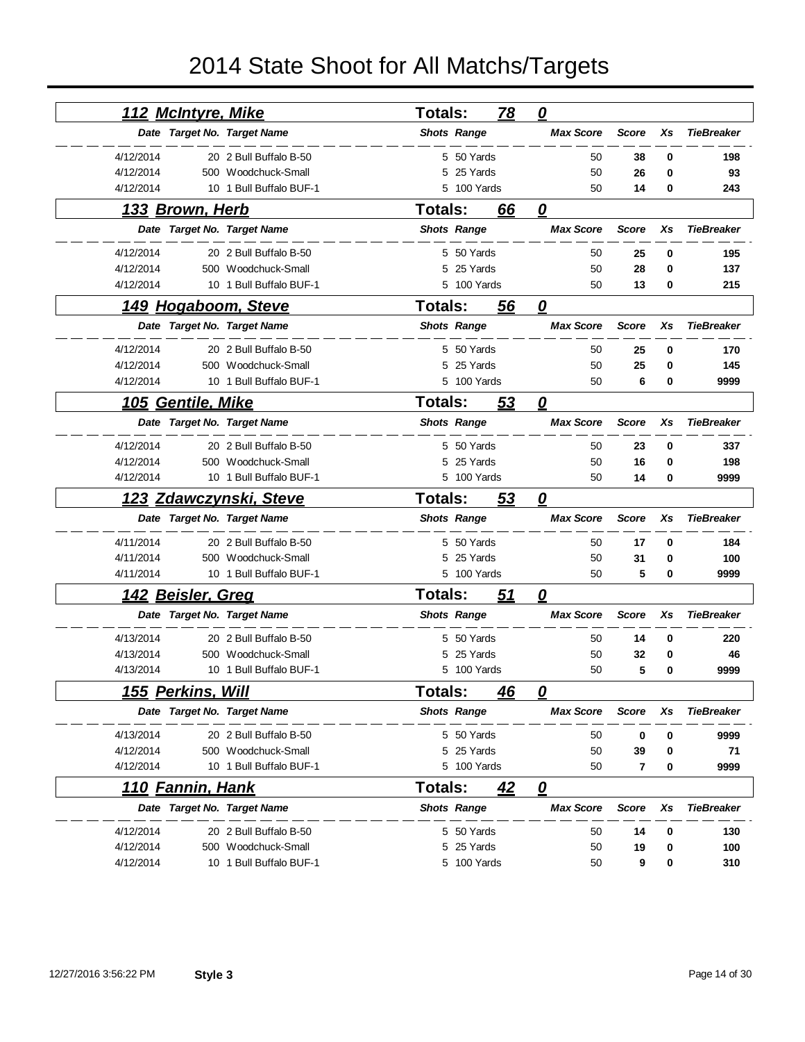# 2014 State Shoot for All Matchs/Targets

## 112 McIntyre, Mike — Totals: 78 — 0

| Date | Target No. | Target Name | Shots | Range | Max Score | Score | Xs | TieBreaker |
|---|---|---|---|---|---|---|---|---|
| 4/12/2014 | 20 | 2 Bull Buffalo B-50 | 5 | 50 Yards | 50 | **38** | **0** | **198** |
| 4/12/2014 | 500 | Woodchuck-Small | 5 | 25 Yards | 50 | **26** | **0** | **93** |
| 4/12/2014 | 10 | 1 Bull Buffalo BUF-1 | 5 | 100 Yards | 50 | **14** | **0** | **243** |

## 133 Brown, Herb — Totals: 66 — 0

| Date | Target No. | Target Name | Shots | Range | Max Score | Score | Xs | TieBreaker |
|---|---|---|---|---|---|---|---|---|
| 4/12/2014 | 20 | 2 Bull Buffalo B-50 | 5 | 50 Yards | 50 | **25** | **0** | **195** |
| 4/12/2014 | 500 | Woodchuck-Small | 5 | 25 Yards | 50 | **28** | **0** | **137** |
| 4/12/2014 | 10 | 1 Bull Buffalo BUF-1 | 5 | 100 Yards | 50 | **13** | **0** | **215** |

## 149 Hogaboom, Steve — Totals: 56 — 0

| Date | Target No. | Target Name | Shots | Range | Max Score | Score | Xs | TieBreaker |
|---|---|---|---|---|---|---|---|---|
| 4/12/2014 | 20 | 2 Bull Buffalo B-50 | 5 | 50 Yards | 50 | **25** | **0** | **170** |
| 4/12/2014 | 500 | Woodchuck-Small | 5 | 25 Yards | 50 | **25** | **0** | **145** |
| 4/12/2014 | 10 | 1 Bull Buffalo BUF-1 | 5 | 100 Yards | 50 | **6** | **0** | **9999** |

## 105 Gentile, Mike — Totals: 53 — 0

| Date | Target No. | Target Name | Shots | Range | Max Score | Score | Xs | TieBreaker |
|---|---|---|---|---|---|---|---|---|
| 4/12/2014 | 20 | 2 Bull Buffalo B-50 | 5 | 50 Yards | 50 | **23** | **0** | **337** |
| 4/12/2014 | 500 | Woodchuck-Small | 5 | 25 Yards | 50 | **16** | **0** | **198** |
| 4/12/2014 | 10 | 1 Bull Buffalo BUF-1 | 5 | 100 Yards | 50 | **14** | **0** | **9999** |

## 123 Zdawczynski, Steve — Totals: 53 — 0

| Date | Target No. | Target Name | Shots | Range | Max Score | Score | Xs | TieBreaker |
|---|---|---|---|---|---|---|---|---|
| 4/11/2014 | 20 | 2 Bull Buffalo B-50 | 5 | 50 Yards | 50 | **17** | **0** | **184** |
| 4/11/2014 | 500 | Woodchuck-Small | 5 | 25 Yards | 50 | **31** | **0** | **100** |
| 4/11/2014 | 10 | 1 Bull Buffalo BUF-1 | 5 | 100 Yards | 50 | **5** | **0** | **9999** |

## 142 Beisler, Greg — Totals: 51 — 0

| Date | Target No. | Target Name | Shots | Range | Max Score | Score | Xs | TieBreaker |
|---|---|---|---|---|---|---|---|---|
| 4/13/2014 | 20 | 2 Bull Buffalo B-50 | 5 | 50 Yards | 50 | **14** | **0** | **220** |
| 4/13/2014 | 500 | Woodchuck-Small | 5 | 25 Yards | 50 | **32** | **0** | **46** |
| 4/13/2014 | 10 | 1 Bull Buffalo BUF-1 | 5 | 100 Yards | 50 | **5** | **0** | **9999** |

## 155 Perkins, Will — Totals: 46 — 0

| Date | Target No. | Target Name | Shots | Range | Max Score | Score | Xs | TieBreaker |
|---|---|---|---|---|---|---|---|---|
| 4/13/2014 | 20 | 2 Bull Buffalo B-50 | 5 | 50 Yards | 50 | **0** | **0** | **9999** |
| 4/12/2014 | 500 | Woodchuck-Small | 5 | 25 Yards | 50 | **39** | **0** | **71** |
| 4/12/2014 | 10 | 1 Bull Buffalo BUF-1 | 5 | 100 Yards | 50 | **7** | **0** | **9999** |

## 110 Fannin, Hank — Totals: 42 — 0

| Date | Target No. | Target Name | Shots | Range | Max Score | Score | Xs | TieBreaker |
|---|---|---|---|---|---|---|---|---|
| 4/12/2014 | 20 | 2 Bull Buffalo B-50 | 5 | 50 Yards | 50 | **14** | **0** | **130** |
| 4/12/2014 | 500 | Woodchuck-Small | 5 | 25 Yards | 50 | **19** | **0** | **100** |
| 4/12/2014 | 10 | 1 Bull Buffalo BUF-1 | 5 | 100 Yards | 50 | **9** | **0** | **310** |

12/27/2016 3:56:22 PM **Style 3**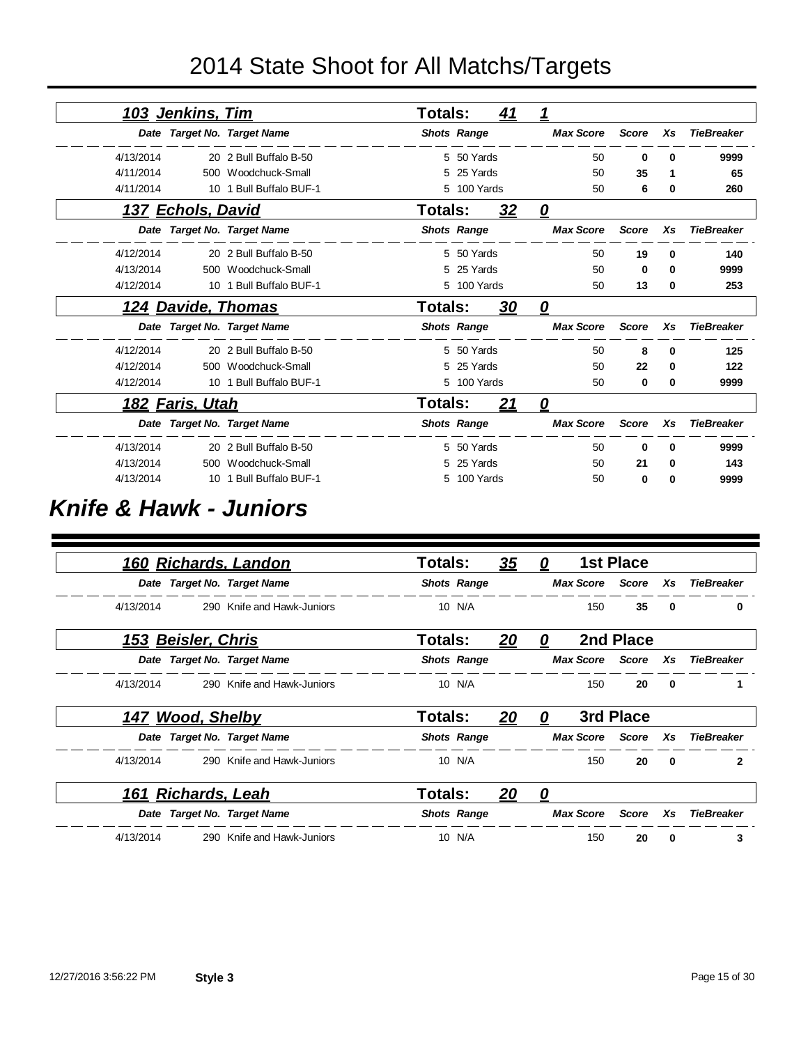# 2014 State Shoot for All Matchs/Targets

### 103 Jenkins, Tim — Totals: 41 — 1

| Date | Target No. | Target Name | Shots | Range | Max Score | Score | Xs | TieBreaker |
|---|---|---|---|---|---|---|---|---|
| 4/13/2014 | 20 | 2 Bull Buffalo B-50 | 5 | 50 Yards | 50 | **0** | **0** | **9999** |
| 4/11/2014 | 500 | Woodchuck-Small | 5 | 25 Yards | 50 | **35** | **1** | **65** |
| 4/11/2014 | 10 | 1 Bull Buffalo BUF-1 | 5 | 100 Yards | 50 | **6** | **0** | **260** |

### 137 Echols, David — Totals: 32 — 0

| Date | Target No. | Target Name | Shots | Range | Max Score | Score | Xs | TieBreaker |
|---|---|---|---|---|---|---|---|---|
| 4/12/2014 | 20 | 2 Bull Buffalo B-50 | 5 | 50 Yards | 50 | **19** | **0** | **140** |
| 4/13/2014 | 500 | Woodchuck-Small | 5 | 25 Yards | 50 | **0** | **0** | **9999** |
| 4/12/2014 | 10 | 1 Bull Buffalo BUF-1 | 5 | 100 Yards | 50 | **13** | **0** | **253** |

### 124 Davide, Thomas — Totals: 30 — 0

| Date | Target No. | Target Name | Shots | Range | Max Score | Score | Xs | TieBreaker |
|---|---|---|---|---|---|---|---|---|
| 4/12/2014 | 20 | 2 Bull Buffalo B-50 | 5 | 50 Yards | 50 | **8** | **0** | **125** |
| 4/12/2014 | 500 | Woodchuck-Small | 5 | 25 Yards | 50 | **22** | **0** | **122** |
| 4/12/2014 | 10 | 1 Bull Buffalo BUF-1 | 5 | 100 Yards | 50 | **0** | **0** | **9999** |

### 182 Faris, Utah — Totals: 21 — 0

| Date | Target No. | Target Name | Shots | Range | Max Score | Score | Xs | TieBreaker |
|---|---|---|---|---|---|---|---|---|
| 4/13/2014 | 20 | 2 Bull Buffalo B-50 | 5 | 50 Yards | 50 | **0** | **0** | **9999** |
| 4/13/2014 | 500 | Woodchuck-Small | 5 | 25 Yards | 50 | **21** | **0** | **143** |
| 4/13/2014 | 10 | 1 Bull Buffalo BUF-1 | 5 | 100 Yards | 50 | **0** | **0** | **9999** |

## *Knife & Hawk - Juniors*

### 160 Richards, Landon — Totals: 35 — 0 — 1st Place

| Date | Target No. | Target Name | Shots | Range | Max Score | Score | Xs | TieBreaker |
|---|---|---|---|---|---|---|---|---|
| 4/13/2014 | 290 | Knife and Hawk-Juniors | 10 | N/A | 150 | **35** | **0** | **0** |

### 153 Beisler, Chris — Totals: 20 — 0 — 2nd Place

| Date | Target No. | Target Name | Shots | Range | Max Score | Score | Xs | TieBreaker |
|---|---|---|---|---|---|---|---|---|
| 4/13/2014 | 290 | Knife and Hawk-Juniors | 10 | N/A | 150 | **20** | **0** | **1** |

### 147 Wood, Shelby — Totals: 20 — 0 — 3rd Place

| Date | Target No. | Target Name | Shots | Range | Max Score | Score | Xs | TieBreaker |
|---|---|---|---|---|---|---|---|---|
| 4/13/2014 | 290 | Knife and Hawk-Juniors | 10 | N/A | 150 | **20** | **0** | **2** |

### 161 Richards, Leah — Totals: 20 — 0

| Date | Target No. | Target Name | Shots | Range | Max Score | Score | Xs | TieBreaker |
|---|---|---|---|---|---|---|---|---|
| 4/13/2014 | 290 | Knife and Hawk-Juniors | 10 | N/A | 150 | **20** | **0** | **3** |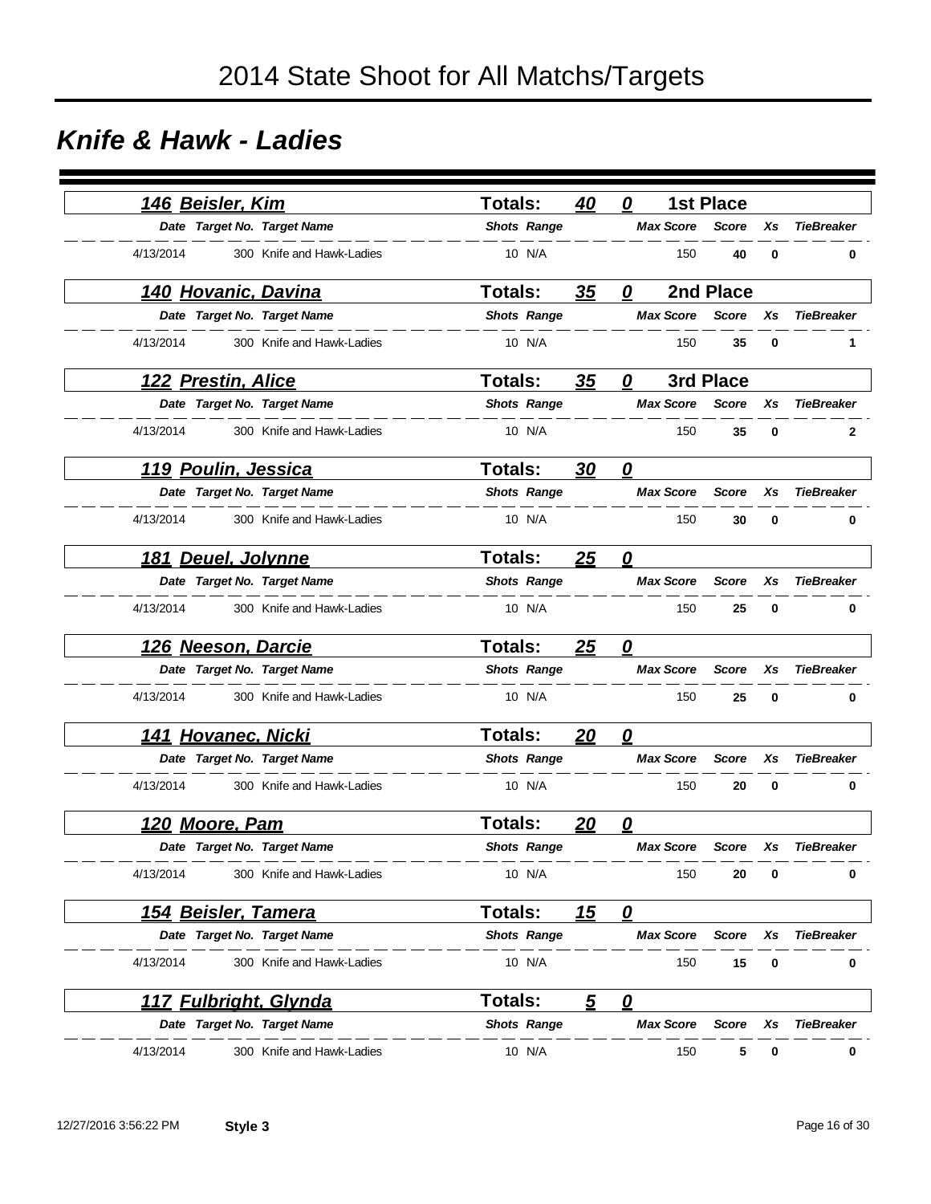# 2014 State Shoot for All Matchs/Targets

## *Knife & Hawk - Ladies*

### 146 Beisler, Kim — Totals: 40 0 — 1st Place

| Date | Target No. | Target Name | Shots | Range | Max Score | Score | Xs | TieBreaker |
|---|---|---|---|---|---|---|---|---|
| 4/13/2014 | 300 | Knife and Hawk-Ladies | 10 | N/A | 150 | **40** | **0** | **0** |

### 140 Hovanic, Davina — Totals: 35 0 — 2nd Place

| Date | Target No. | Target Name | Shots | Range | Max Score | Score | Xs | TieBreaker |
|---|---|---|---|---|---|---|---|---|
| 4/13/2014 | 300 | Knife and Hawk-Ladies | 10 | N/A | 150 | **35** | **0** | **1** |

### 122 Prestin, Alice — Totals: 35 0 — 3rd Place

| Date | Target No. | Target Name | Shots | Range | Max Score | Score | Xs | TieBreaker |
|---|---|---|---|---|---|---|---|---|
| 4/13/2014 | 300 | Knife and Hawk-Ladies | 10 | N/A | 150 | **35** | **0** | **2** |

### 119 Poulin, Jessica — Totals: 30 0

| Date | Target No. | Target Name | Shots | Range | Max Score | Score | Xs | TieBreaker |
|---|---|---|---|---|---|---|---|---|
| 4/13/2014 | 300 | Knife and Hawk-Ladies | 10 | N/A | 150 | **30** | **0** | **0** |

### 181 Deuel, Jolynne — Totals: 25 0

| Date | Target No. | Target Name | Shots | Range | Max Score | Score | Xs | TieBreaker |
|---|---|---|---|---|---|---|---|---|
| 4/13/2014 | 300 | Knife and Hawk-Ladies | 10 | N/A | 150 | **25** | **0** | **0** |

### 126 Neeson, Darcie — Totals: 25 0

| Date | Target No. | Target Name | Shots | Range | Max Score | Score | Xs | TieBreaker |
|---|---|---|---|---|---|---|---|---|
| 4/13/2014 | 300 | Knife and Hawk-Ladies | 10 | N/A | 150 | **25** | **0** | **0** |

### 141 Hovanec, Nicki — Totals: 20 0

| Date | Target No. | Target Name | Shots | Range | Max Score | Score | Xs | TieBreaker |
|---|---|---|---|---|---|---|---|---|
| 4/13/2014 | 300 | Knife and Hawk-Ladies | 10 | N/A | 150 | **20** | **0** | **0** |

### 120 Moore, Pam — Totals: 20 0

| Date | Target No. | Target Name | Shots | Range | Max Score | Score | Xs | TieBreaker |
|---|---|---|---|---|---|---|---|---|
| 4/13/2014 | 300 | Knife and Hawk-Ladies | 10 | N/A | 150 | **20** | **0** | **0** |

### 154 Beisler, Tamera — Totals: 15 0

| Date | Target No. | Target Name | Shots | Range | Max Score | Score | Xs | TieBreaker |
|---|---|---|---|---|---|---|---|---|
| 4/13/2014 | 300 | Knife and Hawk-Ladies | 10 | N/A | 150 | **15** | **0** | **0** |

### 117 Fulbright, Glynda — Totals: 5 0

| Date | Target No. | Target Name | Shots | Range | Max Score | Score | Xs | TieBreaker |
|---|---|---|---|---|---|---|---|---|
| 4/13/2014 | 300 | Knife and Hawk-Ladies | 10 | N/A | 150 | **5** | **0** | **0** |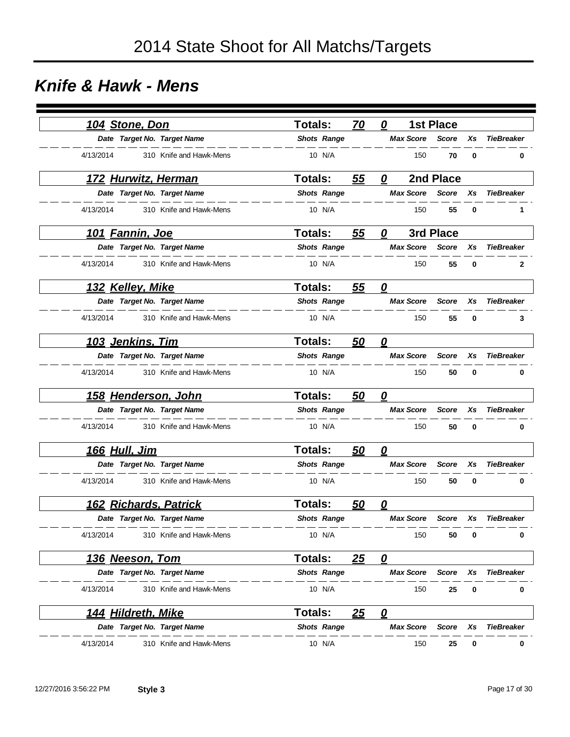# 2014 State Shoot for All Matchs/Targets

## *Knife & Hawk - Mens*

### 104 Stone, Don — Totals: 70 0 — 1st Place

| Date | Target No. | Target Name | Shots | Range | Max Score | Score | Xs | TieBreaker |
|---|---|---|---|---|---|---|---|---|
| 4/13/2014 | 310 | Knife and Hawk-Mens | 10 | N/A | 150 | **70** | **0** | **0** |

### 172 Hurwitz, Herman — Totals: 55 0 — 2nd Place

| Date | Target No. | Target Name | Shots | Range | Max Score | Score | Xs | TieBreaker |
|---|---|---|---|---|---|---|---|---|
| 4/13/2014 | 310 | Knife and Hawk-Mens | 10 | N/A | 150 | **55** | **0** | **1** |

### 101 Fannin, Joe — Totals: 55 0 — 3rd Place

| Date | Target No. | Target Name | Shots | Range | Max Score | Score | Xs | TieBreaker |
|---|---|---|---|---|---|---|---|---|
| 4/13/2014 | 310 | Knife and Hawk-Mens | 10 | N/A | 150 | **55** | **0** | **2** |

### 132 Kelley, Mike — Totals: 55 0

| Date | Target No. | Target Name | Shots | Range | Max Score | Score | Xs | TieBreaker |
|---|---|---|---|---|---|---|---|---|
| 4/13/2014 | 310 | Knife and Hawk-Mens | 10 | N/A | 150 | **55** | **0** | **3** |

### 103 Jenkins, Tim — Totals: 50 0

| Date | Target No. | Target Name | Shots | Range | Max Score | Score | Xs | TieBreaker |
|---|---|---|---|---|---|---|---|---|
| 4/13/2014 | 310 | Knife and Hawk-Mens | 10 | N/A | 150 | **50** | **0** | **0** |

### 158 Henderson, John — Totals: 50 0

| Date | Target No. | Target Name | Shots | Range | Max Score | Score | Xs | TieBreaker |
|---|---|---|---|---|---|---|---|---|
| 4/13/2014 | 310 | Knife and Hawk-Mens | 10 | N/A | 150 | **50** | **0** | **0** |

### 166 Hull, Jim — Totals: 50 0

| Date | Target No. | Target Name | Shots | Range | Max Score | Score | Xs | TieBreaker |
|---|---|---|---|---|---|---|---|---|
| 4/13/2014 | 310 | Knife and Hawk-Mens | 10 | N/A | 150 | **50** | **0** | **0** |

### 162 Richards, Patrick — Totals: 50 0

| Date | Target No. | Target Name | Shots | Range | Max Score | Score | Xs | TieBreaker |
|---|---|---|---|---|---|---|---|---|
| 4/13/2014 | 310 | Knife and Hawk-Mens | 10 | N/A | 150 | **50** | **0** | **0** |

### 136 Neeson, Tom — Totals: 25 0

| Date | Target No. | Target Name | Shots | Range | Max Score | Score | Xs | TieBreaker |
|---|---|---|---|---|---|---|---|---|
| 4/13/2014 | 310 | Knife and Hawk-Mens | 10 | N/A | 150 | **25** | **0** | **0** |

### 144 Hildreth, Mike — Totals: 25 0

| Date | Target No. | Target Name | Shots | Range | Max Score | Score | Xs | TieBreaker |
|---|---|---|---|---|---|---|---|---|
| 4/13/2014 | 310 | Knife and Hawk-Mens | 10 | N/A | 150 | **25** | **0** | **0** |

12/27/2016 3:56:22 PM **Style 3**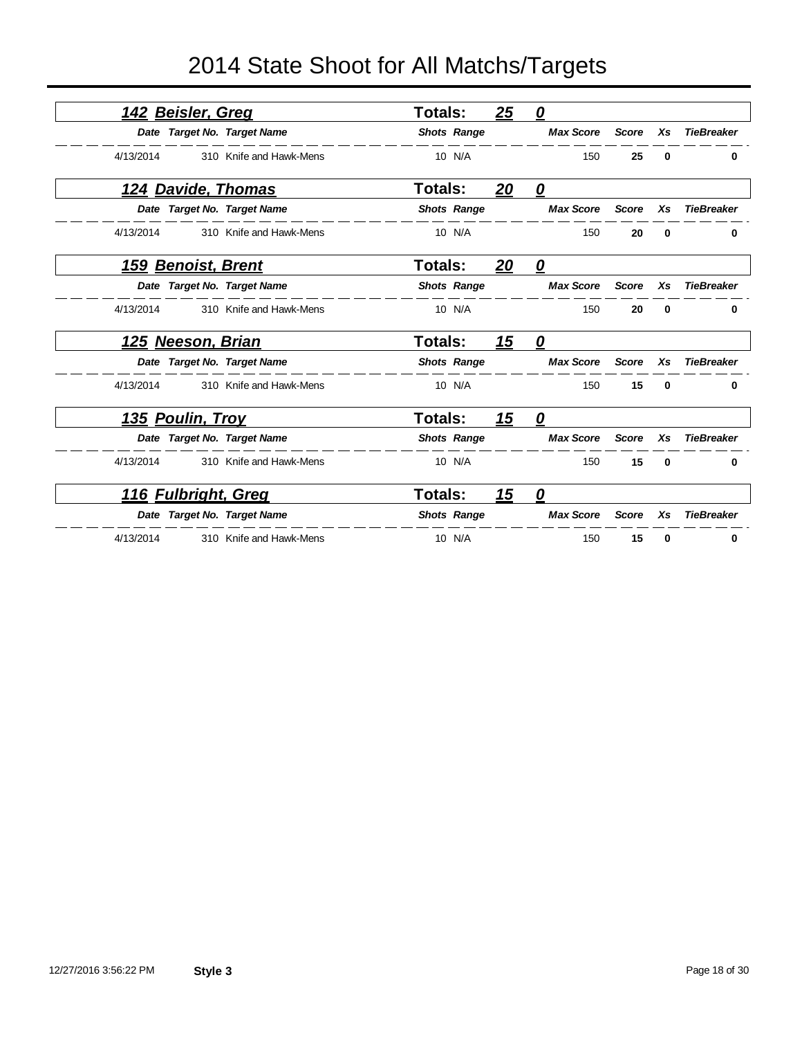# 2014 State Shoot for All Matchs/Targets

## 142 Beisler, Greg — Totals: 25 0

| Date | Target No. | Target Name | Shots | Range | Max Score | Score | Xs | TieBreaker |
|---|---|---|---|---|---|---|---|---|
| 4/13/2014 | 310 | Knife and Hawk-Mens | 10 | N/A | 150 | **25** | **0** | **0** |

## 124 Davide, Thomas — Totals: 20 0

| Date | Target No. | Target Name | Shots | Range | Max Score | Score | Xs | TieBreaker |
|---|---|---|---|---|---|---|---|---|
| 4/13/2014 | 310 | Knife and Hawk-Mens | 10 | N/A | 150 | **20** | **0** | **0** |

## 159 Benoist, Brent — Totals: 20 0

| Date | Target No. | Target Name | Shots | Range | Max Score | Score | Xs | TieBreaker |
|---|---|---|---|---|---|---|---|---|
| 4/13/2014 | 310 | Knife and Hawk-Mens | 10 | N/A | 150 | **20** | **0** | **0** |

## 125 Neeson, Brian — Totals: 15 0

| Date | Target No. | Target Name | Shots | Range | Max Score | Score | Xs | TieBreaker |
|---|---|---|---|---|---|---|---|---|
| 4/13/2014 | 310 | Knife and Hawk-Mens | 10 | N/A | 150 | **15** | **0** | **0** |

## 135 Poulin, Troy — Totals: 15 0

| Date | Target No. | Target Name | Shots | Range | Max Score | Score | Xs | TieBreaker |
|---|---|---|---|---|---|---|---|---|
| 4/13/2014 | 310 | Knife and Hawk-Mens | 10 | N/A | 150 | **15** | **0** | **0** |

## 116 Fulbright, Greg — Totals: 15 0

| Date | Target No. | Target Name | Shots | Range | Max Score | Score | Xs | TieBreaker |
|---|---|---|---|---|---|---|---|---|
| 4/13/2014 | 310 | Knife and Hawk-Mens | 10 | N/A | 150 | **15** | **0** | **0** |

12/27/2016 3:56:22 PM **Style 3**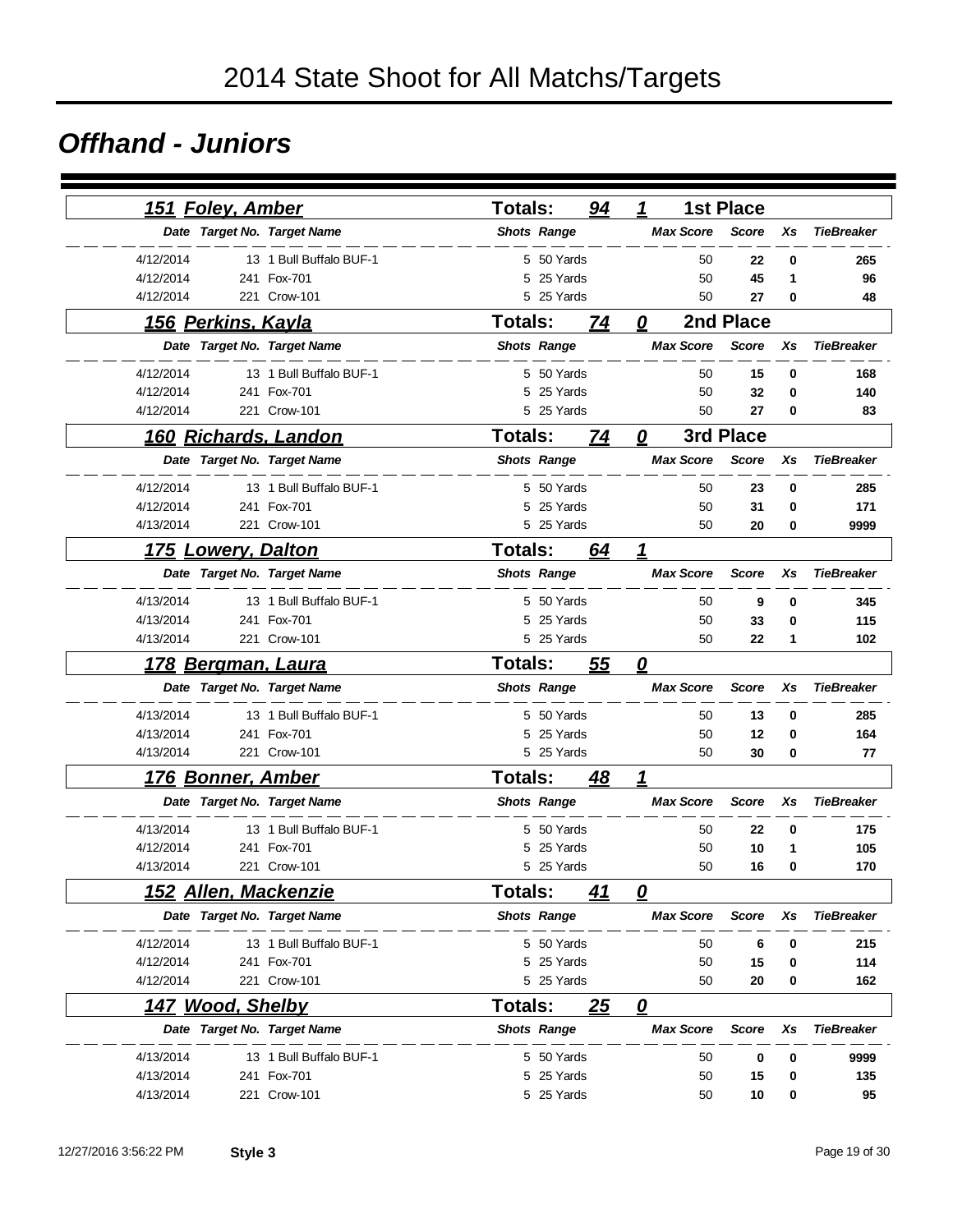# 2014 State Shoot for All Matchs/Targets

## Offhand - Juniors

### 151 Foley, Amber — Totals: 94 — 1 — 1st Place

| Date | Target No. | Target Name | Shots | Range | Max Score | Score | Xs | TieBreaker |
|---|---|---|---|---|---|---|---|---|
| 4/12/2014 | 13 | 1 Bull Buffalo BUF-1 | 5 | 50 Yards | 50 | **22** | **0** | **265** |
| 4/12/2014 | 241 | Fox-701 | 5 | 25 Yards | 50 | **45** | **1** | **96** |
| 4/12/2014 | 221 | Crow-101 | 5 | 25 Yards | 50 | **27** | **0** | **48** |

### 156 Perkins, Kayla — Totals: 74 — 0 — 2nd Place

| Date | Target No. | Target Name | Shots | Range | Max Score | Score | Xs | TieBreaker |
|---|---|---|---|---|---|---|---|---|
| 4/12/2014 | 13 | 1 Bull Buffalo BUF-1 | 5 | 50 Yards | 50 | **15** | **0** | **168** |
| 4/12/2014 | 241 | Fox-701 | 5 | 25 Yards | 50 | **32** | **0** | **140** |
| 4/12/2014 | 221 | Crow-101 | 5 | 25 Yards | 50 | **27** | **0** | **83** |

### 160 Richards, Landon — Totals: 74 — 0 — 3rd Place

| Date | Target No. | Target Name | Shots | Range | Max Score | Score | Xs | TieBreaker |
|---|---|---|---|---|---|---|---|---|
| 4/12/2014 | 13 | 1 Bull Buffalo BUF-1 | 5 | 50 Yards | 50 | **23** | **0** | **285** |
| 4/12/2014 | 241 | Fox-701 | 5 | 25 Yards | 50 | **31** | **0** | **171** |
| 4/13/2014 | 221 | Crow-101 | 5 | 25 Yards | 50 | **20** | **0** | **9999** |

### 175 Lowery, Dalton — Totals: 64 — 1

| Date | Target No. | Target Name | Shots | Range | Max Score | Score | Xs | TieBreaker |
|---|---|---|---|---|---|---|---|---|
| 4/13/2014 | 13 | 1 Bull Buffalo BUF-1 | 5 | 50 Yards | 50 | **9** | **0** | **345** |
| 4/13/2014 | 241 | Fox-701 | 5 | 25 Yards | 50 | **33** | **0** | **115** |
| 4/13/2014 | 221 | Crow-101 | 5 | 25 Yards | 50 | **22** | **1** | **102** |

### 178 Bergman, Laura — Totals: 55 — 0

| Date | Target No. | Target Name | Shots | Range | Max Score | Score | Xs | TieBreaker |
|---|---|---|---|---|---|---|---|---|
| 4/13/2014 | 13 | 1 Bull Buffalo BUF-1 | 5 | 50 Yards | 50 | **13** | **0** | **285** |
| 4/13/2014 | 241 | Fox-701 | 5 | 25 Yards | 50 | **12** | **0** | **164** |
| 4/13/2014 | 221 | Crow-101 | 5 | 25 Yards | 50 | **30** | **0** | **77** |

### 176 Bonner, Amber — Totals: 48 — 1

| Date | Target No. | Target Name | Shots | Range | Max Score | Score | Xs | TieBreaker |
|---|---|---|---|---|---|---|---|---|
| 4/13/2014 | 13 | 1 Bull Buffalo BUF-1 | 5 | 50 Yards | 50 | **22** | **0** | **175** |
| 4/12/2014 | 241 | Fox-701 | 5 | 25 Yards | 50 | **10** | **1** | **105** |
| 4/13/2014 | 221 | Crow-101 | 5 | 25 Yards | 50 | **16** | **0** | **170** |

### 152 Allen, Mackenzie — Totals: 41 — 0

| Date | Target No. | Target Name | Shots | Range | Max Score | Score | Xs | TieBreaker |
|---|---|---|---|---|---|---|---|---|
| 4/12/2014 | 13 | 1 Bull Buffalo BUF-1 | 5 | 50 Yards | 50 | **6** | **0** | **215** |
| 4/12/2014 | 241 | Fox-701 | 5 | 25 Yards | 50 | **15** | **0** | **114** |
| 4/12/2014 | 221 | Crow-101 | 5 | 25 Yards | 50 | **20** | **0** | **162** |

### 147 Wood, Shelby — Totals: 25 — 0

| Date | Target No. | Target Name | Shots | Range | Max Score | Score | Xs | TieBreaker |
|---|---|---|---|---|---|---|---|---|
| 4/13/2014 | 13 | 1 Bull Buffalo BUF-1 | 5 | 50 Yards | 50 | **0** | **0** | **9999** |
| 4/13/2014 | 241 | Fox-701 | 5 | 25 Yards | 50 | **15** | **0** | **135** |
| 4/13/2014 | 221 | Crow-101 | 5 | 25 Yards | 50 | **10** | **0** | **95** |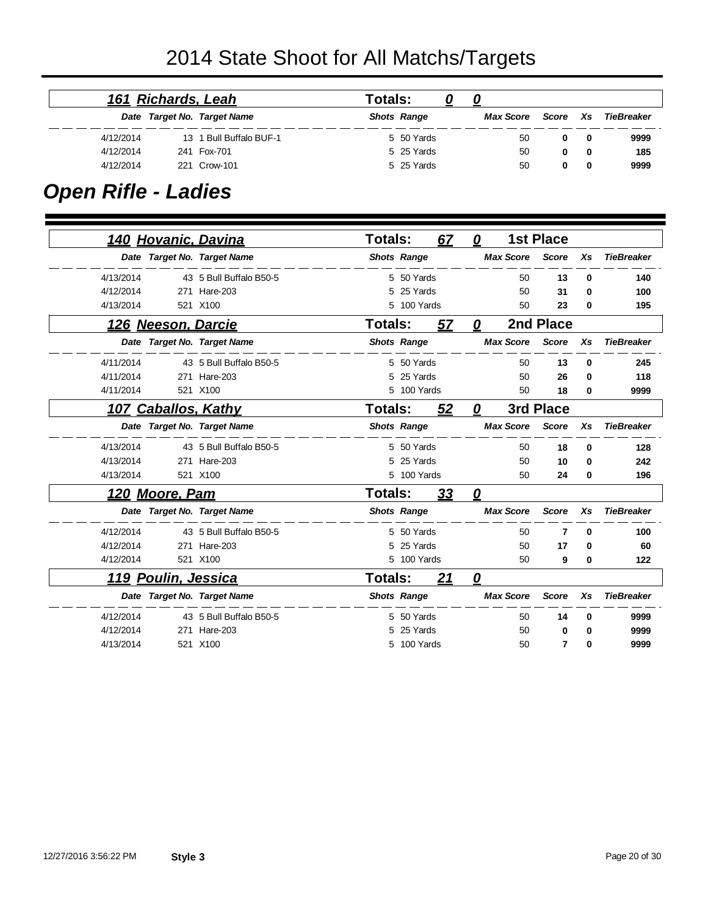# 2014 State Shoot for All Matchs/Targets

### *161 Richards, Leah* — Totals: 0 0

| Date | Target No. | Target Name | Shots | Range | Max Score | Score | Xs | TieBreaker |
|---|---|---|---|---|---|---|---|---|
| 4/12/2014 | 13 | 1 Bull Buffalo BUF-1 | 5 | 50 Yards | 50 | **0** | **0** | **9999** |
| 4/12/2014 | 241 | Fox-701 | 5 | 25 Yards | 50 | **0** | **0** | **185** |
| 4/12/2014 | 221 | Crow-101 | 5 | 25 Yards | 50 | **0** | **0** | **9999** |

## *Open Rifle - Ladies*

### *140 Hovanic, Davina* — Totals: 67 0 — 1st Place

| Date | Target No. | Target Name | Shots | Range | Max Score | Score | Xs | TieBreaker |
|---|---|---|---|---|---|---|---|---|
| 4/13/2014 | 43 | 5 Bull Buffalo B50-5 | 5 | 50 Yards | 50 | **13** | **0** | **140** |
| 4/12/2014 | 271 | Hare-203 | 5 | 25 Yards | 50 | **31** | **0** | **100** |
| 4/13/2014 | 521 | X100 | 5 | 100 Yards | 50 | **23** | **0** | **195** |

### *126 Neeson, Darcie* — Totals: 57 0 — 2nd Place

| Date | Target No. | Target Name | Shots | Range | Max Score | Score | Xs | TieBreaker |
|---|---|---|---|---|---|---|---|---|
| 4/11/2014 | 43 | 5 Bull Buffalo B50-5 | 5 | 50 Yards | 50 | **13** | **0** | **245** |
| 4/11/2014 | 271 | Hare-203 | 5 | 25 Yards | 50 | **26** | **0** | **118** |
| 4/11/2014 | 521 | X100 | 5 | 100 Yards | 50 | **18** | **0** | **9999** |

### *107 Caballos, Kathy* — Totals: 52 0 — 3rd Place

| Date | Target No. | Target Name | Shots | Range | Max Score | Score | Xs | TieBreaker |
|---|---|---|---|---|---|---|---|---|
| 4/13/2014 | 43 | 5 Bull Buffalo B50-5 | 5 | 50 Yards | 50 | **18** | **0** | **128** |
| 4/13/2014 | 271 | Hare-203 | 5 | 25 Yards | 50 | **10** | **0** | **242** |
| 4/13/2014 | 521 | X100 | 5 | 100 Yards | 50 | **24** | **0** | **196** |

### *120 Moore, Pam* — Totals: 33 0

| Date | Target No. | Target Name | Shots | Range | Max Score | Score | Xs | TieBreaker |
|---|---|---|---|---|---|---|---|---|
| 4/12/2014 | 43 | 5 Bull Buffalo B50-5 | 5 | 50 Yards | 50 | **7** | **0** | **100** |
| 4/12/2014 | 271 | Hare-203 | 5 | 25 Yards | 50 | **17** | **0** | **60** |
| 4/12/2014 | 521 | X100 | 5 | 100 Yards | 50 | **9** | **0** | **122** |

### *119 Poulin, Jessica* — Totals: 21 0

| Date | Target No. | Target Name | Shots | Range | Max Score | Score | Xs | TieBreaker |
|---|---|---|---|---|---|---|---|---|
| 4/12/2014 | 43 | 5 Bull Buffalo B50-5 | 5 | 50 Yards | 50 | **14** | **0** | **9999** |
| 4/12/2014 | 271 | Hare-203 | 5 | 25 Yards | 50 | **0** | **0** | **9999** |
| 4/13/2014 | 521 | X100 | 5 | 100 Yards | 50 | **7** | **0** | **9999** |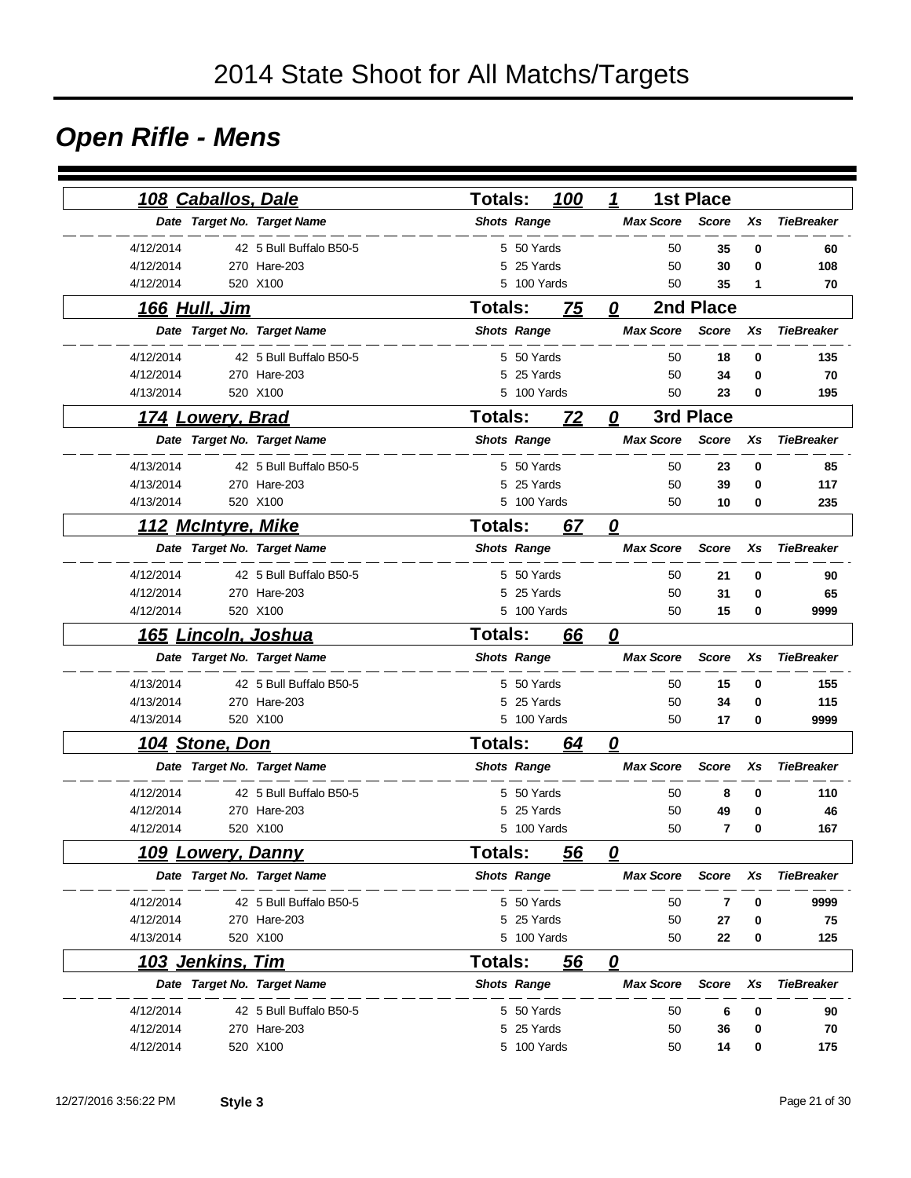# 2014 State Shoot for All Matchs/Targets

## Open Rifle - Mens

### 108 Caballos, Dale — Totals: 100 — 1 — 1st Place

| Date | Target No. | Target Name | Shots | Range | Max Score | Score | Xs | TieBreaker |
|---|---|---|---|---|---|---|---|---|
| 4/12/2014 | 42 | 5 Bull Buffalo B50-5 | 5 | 50 Yards | 50 | 35 | 0 | 60 |
| 4/12/2014 | 270 | Hare-203 | 5 | 25 Yards | 50 | 30 | 0 | 108 |
| 4/12/2014 | 520 | X100 | 5 | 100 Yards | 50 | 35 | 1 | 70 |

### 166 Hull, Jim — Totals: 75 — 0 — 2nd Place

| Date | Target No. | Target Name | Shots | Range | Max Score | Score | Xs | TieBreaker |
|---|---|---|---|---|---|---|---|---|
| 4/12/2014 | 42 | 5 Bull Buffalo B50-5 | 5 | 50 Yards | 50 | 18 | 0 | 135 |
| 4/12/2014 | 270 | Hare-203 | 5 | 25 Yards | 50 | 34 | 0 | 70 |
| 4/13/2014 | 520 | X100 | 5 | 100 Yards | 50 | 23 | 0 | 195 |

### 174 Lowery, Brad — Totals: 72 — 0 — 3rd Place

| Date | Target No. | Target Name | Shots | Range | Max Score | Score | Xs | TieBreaker |
|---|---|---|---|---|---|---|---|---|
| 4/13/2014 | 42 | 5 Bull Buffalo B50-5 | 5 | 50 Yards | 50 | 23 | 0 | 85 |
| 4/13/2014 | 270 | Hare-203 | 5 | 25 Yards | 50 | 39 | 0 | 117 |
| 4/13/2014 | 520 | X100 | 5 | 100 Yards | 50 | 10 | 0 | 235 |

### 112 McIntyre, Mike — Totals: 67 — 0

| Date | Target No. | Target Name | Shots | Range | Max Score | Score | Xs | TieBreaker |
|---|---|---|---|---|---|---|---|---|
| 4/12/2014 | 42 | 5 Bull Buffalo B50-5 | 5 | 50 Yards | 50 | 21 | 0 | 90 |
| 4/12/2014 | 270 | Hare-203 | 5 | 25 Yards | 50 | 31 | 0 | 65 |
| 4/12/2014 | 520 | X100 | 5 | 100 Yards | 50 | 15 | 0 | 9999 |

### 165 Lincoln, Joshua — Totals: 66 — 0

| Date | Target No. | Target Name | Shots | Range | Max Score | Score | Xs | TieBreaker |
|---|---|---|---|---|---|---|---|---|
| 4/13/2014 | 42 | 5 Bull Buffalo B50-5 | 5 | 50 Yards | 50 | 15 | 0 | 155 |
| 4/13/2014 | 270 | Hare-203 | 5 | 25 Yards | 50 | 34 | 0 | 115 |
| 4/13/2014 | 520 | X100 | 5 | 100 Yards | 50 | 17 | 0 | 9999 |

### 104 Stone, Don — Totals: 64 — 0

| Date | Target No. | Target Name | Shots | Range | Max Score | Score | Xs | TieBreaker |
|---|---|---|---|---|---|---|---|---|
| 4/12/2014 | 42 | 5 Bull Buffalo B50-5 | 5 | 50 Yards | 50 | 8 | 0 | 110 |
| 4/12/2014 | 270 | Hare-203 | 5 | 25 Yards | 50 | 49 | 0 | 46 |
| 4/12/2014 | 520 | X100 | 5 | 100 Yards | 50 | 7 | 0 | 167 |

### 109 Lowery, Danny — Totals: 56 — 0

| Date | Target No. | Target Name | Shots | Range | Max Score | Score | Xs | TieBreaker |
|---|---|---|---|---|---|---|---|---|
| 4/12/2014 | 42 | 5 Bull Buffalo B50-5 | 5 | 50 Yards | 50 | 7 | 0 | 9999 |
| 4/12/2014 | 270 | Hare-203 | 5 | 25 Yards | 50 | 27 | 0 | 75 |
| 4/13/2014 | 520 | X100 | 5 | 100 Yards | 50 | 22 | 0 | 125 |

### 103 Jenkins, Tim — Totals: 56 — 0

| Date | Target No. | Target Name | Shots | Range | Max Score | Score | Xs | TieBreaker |
|---|---|---|---|---|---|---|---|---|
| 4/12/2014 | 42 | 5 Bull Buffalo B50-5 | 5 | 50 Yards | 50 | 6 | 0 | 90 |
| 4/12/2014 | 270 | Hare-203 | 5 | 25 Yards | 50 | 36 | 0 | 70 |
| 4/12/2014 | 520 | X100 | 5 | 100 Yards | 50 | 14 | 0 | 175 |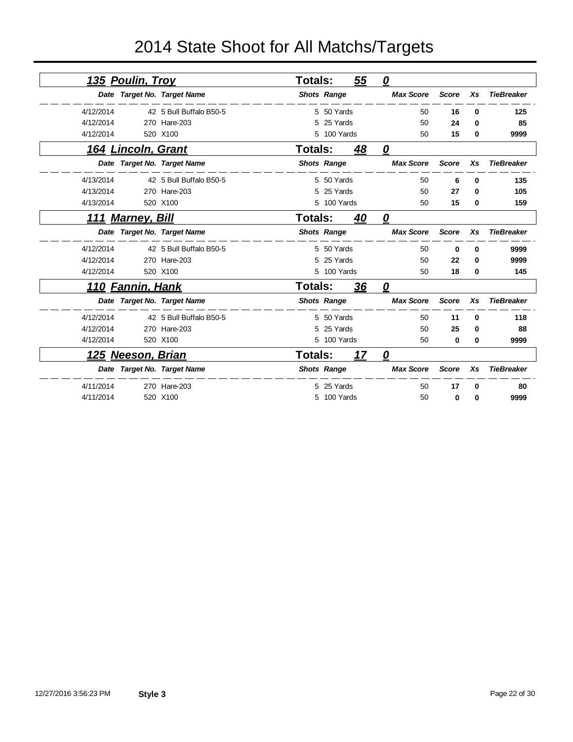# 2014 State Shoot for All Matchs/Targets

## 135 Poulin, Troy — Totals: 55 — 0

| Date | Target No. | Target Name | Shots | Range | Max Score | Score | Xs | TieBreaker |
|---|---|---|---|---|---|---|---|---|
| 4/12/2014 | 42 | 5 Bull Buffalo B50-5 | 5 | 50 Yards | 50 | **16** | **0** | **125** |
| 4/12/2014 | 270 | Hare-203 | 5 | 25 Yards | 50 | **24** | **0** | **85** |
| 4/12/2014 | 520 | X100 | 5 | 100 Yards | 50 | **15** | **0** | **9999** |

## 164 Lincoln, Grant — Totals: 48 — 0

| Date | Target No. | Target Name | Shots | Range | Max Score | Score | Xs | TieBreaker |
|---|---|---|---|---|---|---|---|---|
| 4/13/2014 | 42 | 5 Bull Buffalo B50-5 | 5 | 50 Yards | 50 | **6** | **0** | **135** |
| 4/13/2014 | 270 | Hare-203 | 5 | 25 Yards | 50 | **27** | **0** | **105** |
| 4/13/2014 | 520 | X100 | 5 | 100 Yards | 50 | **15** | **0** | **159** |

## 111 Marney, Bill — Totals: 40 — 0

| Date | Target No. | Target Name | Shots | Range | Max Score | Score | Xs | TieBreaker |
|---|---|---|---|---|---|---|---|---|
| 4/12/2014 | 42 | 5 Bull Buffalo B50-5 | 5 | 50 Yards | 50 | **0** | **0** | **9999** |
| 4/12/2014 | 270 | Hare-203 | 5 | 25 Yards | 50 | **22** | **0** | **9999** |
| 4/12/2014 | 520 | X100 | 5 | 100 Yards | 50 | **18** | **0** | **145** |

## 110 Fannin, Hank — Totals: 36 — 0

| Date | Target No. | Target Name | Shots | Range | Max Score | Score | Xs | TieBreaker |
|---|---|---|---|---|---|---|---|---|
| 4/12/2014 | 42 | 5 Bull Buffalo B50-5 | 5 | 50 Yards | 50 | **11** | **0** | **118** |
| 4/12/2014 | 270 | Hare-203 | 5 | 25 Yards | 50 | **25** | **0** | **88** |
| 4/12/2014 | 520 | X100 | 5 | 100 Yards | 50 | **0** | **0** | **9999** |

## 125 Neeson, Brian — Totals: 17 — 0

| Date | Target No. | Target Name | Shots | Range | Max Score | Score | Xs | TieBreaker |
|---|---|---|---|---|---|---|---|---|
| 4/11/2014 | 270 | Hare-203 | 5 | 25 Yards | 50 | **17** | **0** | **80** |
| 4/11/2014 | 520 | X100 | 5 | 100 Yards | 50 | **0** | **0** | **9999** |

12/27/2016 3:56:23 PM **Style 3**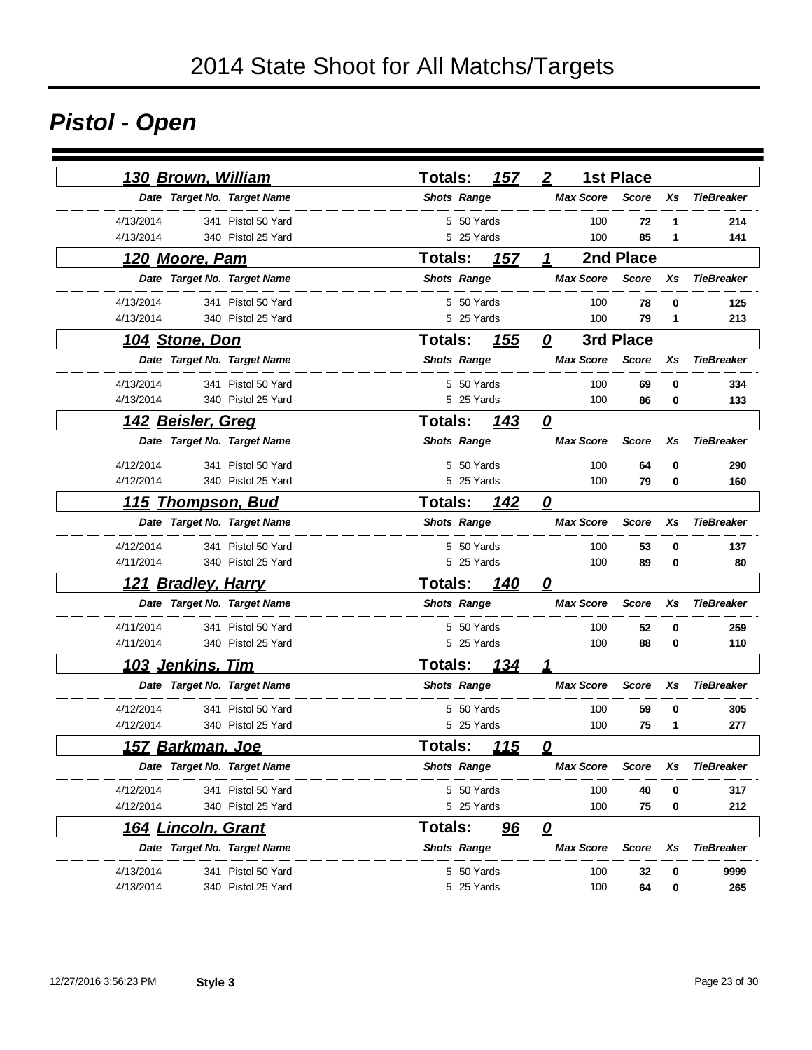# 2014 State Shoot for All Matchs/Targets

## Pistol - Open

### 130 Brown, William — Totals: 157 — 2 — 1st Place

| Date | Target No. | Target Name | Shots | Range | Max Score | Score | Xs | TieBreaker |
|---|---|---|---|---|---|---|---|---|
| 4/13/2014 | 341 | Pistol 50 Yard | 5 | 50 Yards | 100 | 72 | 1 | 214 |
| 4/13/2014 | 340 | Pistol 25 Yard | 5 | 25 Yards | 100 | 85 | 1 | 141 |

### 120 Moore, Pam — Totals: 157 — 1 — 2nd Place

| Date | Target No. | Target Name | Shots | Range | Max Score | Score | Xs | TieBreaker |
|---|---|---|---|---|---|---|---|---|
| 4/13/2014 | 341 | Pistol 50 Yard | 5 | 50 Yards | 100 | 78 | 0 | 125 |
| 4/13/2014 | 340 | Pistol 25 Yard | 5 | 25 Yards | 100 | 79 | 1 | 213 |

### 104 Stone, Don — Totals: 155 — 0 — 3rd Place

| Date | Target No. | Target Name | Shots | Range | Max Score | Score | Xs | TieBreaker |
|---|---|---|---|---|---|---|---|---|
| 4/13/2014 | 341 | Pistol 50 Yard | 5 | 50 Yards | 100 | 69 | 0 | 334 |
| 4/13/2014 | 340 | Pistol 25 Yard | 5 | 25 Yards | 100 | 86 | 0 | 133 |

### 142 Beisler, Greg — Totals: 143 — 0

| Date | Target No. | Target Name | Shots | Range | Max Score | Score | Xs | TieBreaker |
|---|---|---|---|---|---|---|---|---|
| 4/12/2014 | 341 | Pistol 50 Yard | 5 | 50 Yards | 100 | 64 | 0 | 290 |
| 4/12/2014 | 340 | Pistol 25 Yard | 5 | 25 Yards | 100 | 79 | 0 | 160 |

### 115 Thompson, Bud — Totals: 142 — 0

| Date | Target No. | Target Name | Shots | Range | Max Score | Score | Xs | TieBreaker |
|---|---|---|---|---|---|---|---|---|
| 4/12/2014 | 341 | Pistol 50 Yard | 5 | 50 Yards | 100 | 53 | 0 | 137 |
| 4/11/2014 | 340 | Pistol 25 Yard | 5 | 25 Yards | 100 | 89 | 0 | 80 |

### 121 Bradley, Harry — Totals: 140 — 0

| Date | Target No. | Target Name | Shots | Range | Max Score | Score | Xs | TieBreaker |
|---|---|---|---|---|---|---|---|---|
| 4/11/2014 | 341 | Pistol 50 Yard | 5 | 50 Yards | 100 | 52 | 0 | 259 |
| 4/11/2014 | 340 | Pistol 25 Yard | 5 | 25 Yards | 100 | 88 | 0 | 110 |

### 103 Jenkins, Tim — Totals: 134 — 1

| Date | Target No. | Target Name | Shots | Range | Max Score | Score | Xs | TieBreaker |
|---|---|---|---|---|---|---|---|---|
| 4/12/2014 | 341 | Pistol 50 Yard | 5 | 50 Yards | 100 | 59 | 0 | 305 |
| 4/12/2014 | 340 | Pistol 25 Yard | 5 | 25 Yards | 100 | 75 | 1 | 277 |

### 157 Barkman, Joe — Totals: 115 — 0

| Date | Target No. | Target Name | Shots | Range | Max Score | Score | Xs | TieBreaker |
|---|---|---|---|---|---|---|---|---|
| 4/12/2014 | 341 | Pistol 50 Yard | 5 | 50 Yards | 100 | 40 | 0 | 317 |
| 4/12/2014 | 340 | Pistol 25 Yard | 5 | 25 Yards | 100 | 75 | 0 | 212 |

### 164 Lincoln, Grant — Totals: 96 — 0

| Date | Target No. | Target Name | Shots | Range | Max Score | Score | Xs | TieBreaker |
|---|---|---|---|---|---|---|---|---|
| 4/13/2014 | 341 | Pistol 50 Yard | 5 | 50 Yards | 100 | 32 | 0 | 9999 |
| 4/13/2014 | 340 | Pistol 25 Yard | 5 | 25 Yards | 100 | 64 | 0 | 265 |

12/27/2016 3:56:23 PM **Style 3**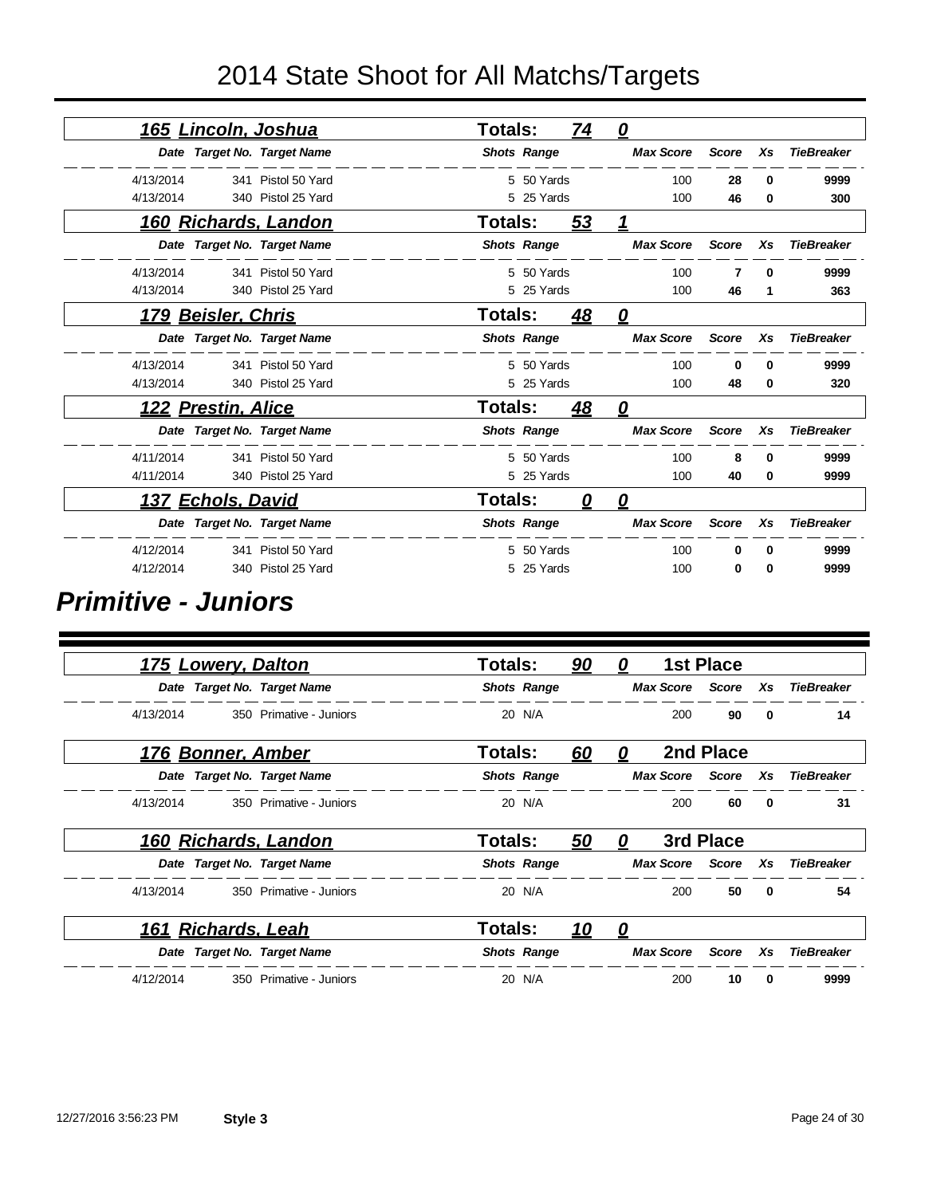# 2014 State Shoot for All Matchs/Targets

### 165 Lincoln, Joshua — Totals: 74 — 0

| Date | Target No. | Target Name | Shots | Range | Max Score | Score | Xs | TieBreaker |
|---|---|---|---|---|---|---|---|---|
| 4/13/2014 | 341 | Pistol 50 Yard | 5 | 50 Yards | 100 | **28** | **0** | **9999** |
| 4/13/2014 | 340 | Pistol 25 Yard | 5 | 25 Yards | 100 | **46** | **0** | **300** |

### 160 Richards, Landon — Totals: 53 — 1

| Date | Target No. | Target Name | Shots | Range | Max Score | Score | Xs | TieBreaker |
|---|---|---|---|---|---|---|---|---|
| 4/13/2014 | 341 | Pistol 50 Yard | 5 | 50 Yards | 100 | **7** | **0** | **9999** |
| 4/13/2014 | 340 | Pistol 25 Yard | 5 | 25 Yards | 100 | **46** | **1** | **363** |

### 179 Beisler, Chris — Totals: 48 — 0

| Date | Target No. | Target Name | Shots | Range | Max Score | Score | Xs | TieBreaker |
|---|---|---|---|---|---|---|---|---|
| 4/13/2014 | 341 | Pistol 50 Yard | 5 | 50 Yards | 100 | **0** | **0** | **9999** |
| 4/13/2014 | 340 | Pistol 25 Yard | 5 | 25 Yards | 100 | **48** | **0** | **320** |

### 122 Prestin, Alice — Totals: 48 — 0

| Date | Target No. | Target Name | Shots | Range | Max Score | Score | Xs | TieBreaker |
|---|---|---|---|---|---|---|---|---|
| 4/11/2014 | 341 | Pistol 50 Yard | 5 | 50 Yards | 100 | **8** | **0** | **9999** |
| 4/11/2014 | 340 | Pistol 25 Yard | 5 | 25 Yards | 100 | **40** | **0** | **9999** |

### 137 Echols, David — Totals: 0 — 0

| Date | Target No. | Target Name | Shots | Range | Max Score | Score | Xs | TieBreaker |
|---|---|---|---|---|---|---|---|---|
| 4/12/2014 | 341 | Pistol 50 Yard | 5 | 50 Yards | 100 | **0** | **0** | **9999** |
| 4/12/2014 | 340 | Pistol 25 Yard | 5 | 25 Yards | 100 | **0** | **0** | **9999** |

## *Primitive - Juniors*

### 175 Lowery, Dalton — Totals: 90 — 0 — 1st Place

| Date | Target No. | Target Name | Shots | Range | Max Score | Score | Xs | TieBreaker |
|---|---|---|---|---|---|---|---|---|
| 4/13/2014 | 350 | Primative - Juniors | 20 | N/A | 200 | **90** | **0** | **14** |

### 176 Bonner, Amber — Totals: 60 — 0 — 2nd Place

| Date | Target No. | Target Name | Shots | Range | Max Score | Score | Xs | TieBreaker |
|---|---|---|---|---|---|---|---|---|
| 4/13/2014 | 350 | Primative - Juniors | 20 | N/A | 200 | **60** | **0** | **31** |

### 160 Richards, Landon — Totals: 50 — 0 — 3rd Place

| Date | Target No. | Target Name | Shots | Range | Max Score | Score | Xs | TieBreaker |
|---|---|---|---|---|---|---|---|---|
| 4/13/2014 | 350 | Primative - Juniors | 20 | N/A | 200 | **50** | **0** | **54** |

### 161 Richards, Leah — Totals: 10 — 0

| Date | Target No. | Target Name | Shots | Range | Max Score | Score | Xs | TieBreaker |
|---|---|---|---|---|---|---|---|---|
| 4/12/2014 | 350 | Primative - Juniors | 20 | N/A | 200 | **10** | **0** | **9999** |

12/27/2016 3:56:23 PM **Style 3**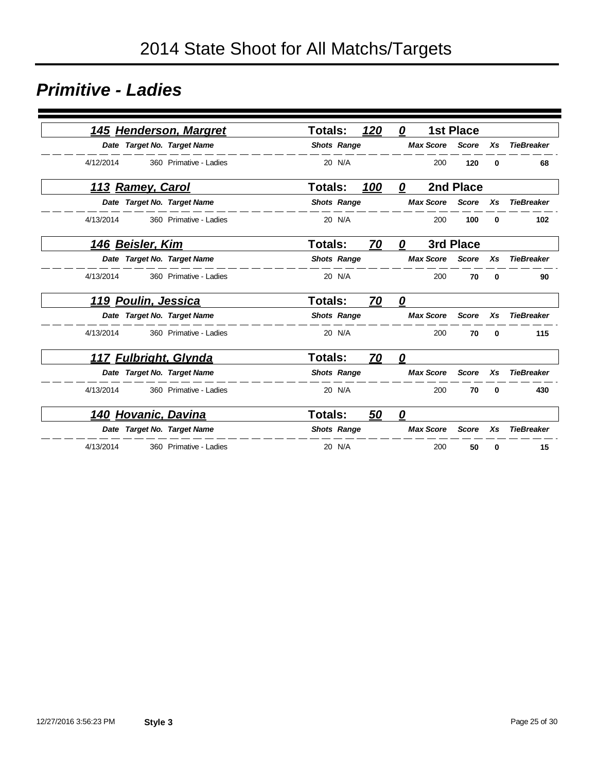# 2014 State Shoot for All Matchs/Targets

## *Primitive - Ladies*

### 145 Henderson, Margret — Totals: 120 — 0 — 1st Place

| Date | Target No. | Target Name | Shots | Range | Max Score | Score | Xs | TieBreaker |
|---|---|---|---|---|---|---|---|---|
| 4/12/2014 | 360 | Primative - Ladies | 20 | N/A | 200 | **120** | **0** | **68** |

### 113 Ramey, Carol — Totals: 100 — 0 — 2nd Place

| Date | Target No. | Target Name | Shots | Range | Max Score | Score | Xs | TieBreaker |
|---|---|---|---|---|---|---|---|---|
| 4/13/2014 | 360 | Primative - Ladies | 20 | N/A | 200 | **100** | **0** | **102** |

### 146 Beisler, Kim — Totals: 70 — 0 — 3rd Place

| Date | Target No. | Target Name | Shots | Range | Max Score | Score | Xs | TieBreaker |
|---|---|---|---|---|---|---|---|---|
| 4/13/2014 | 360 | Primative - Ladies | 20 | N/A | 200 | **70** | **0** | **90** |

### 119 Poulin, Jessica — Totals: 70 — 0

| Date | Target No. | Target Name | Shots | Range | Max Score | Score | Xs | TieBreaker |
|---|---|---|---|---|---|---|---|---|
| 4/13/2014 | 360 | Primative - Ladies | 20 | N/A | 200 | **70** | **0** | **115** |

### 117 Fulbright, Glynda — Totals: 70 — 0

| Date | Target No. | Target Name | Shots | Range | Max Score | Score | Xs | TieBreaker |
|---|---|---|---|---|---|---|---|---|
| 4/13/2014 | 360 | Primative - Ladies | 20 | N/A | 200 | **70** | **0** | **430** |

### 140 Hovanic, Davina — Totals: 50 — 0

| Date | Target No. | Target Name | Shots | Range | Max Score | Score | Xs | TieBreaker |
|---|---|---|---|---|---|---|---|---|
| 4/13/2014 | 360 | Primative - Ladies | 20 | N/A | 200 | **50** | **0** | **15** |

12/27/2016 3:56:23 PM **Style 3**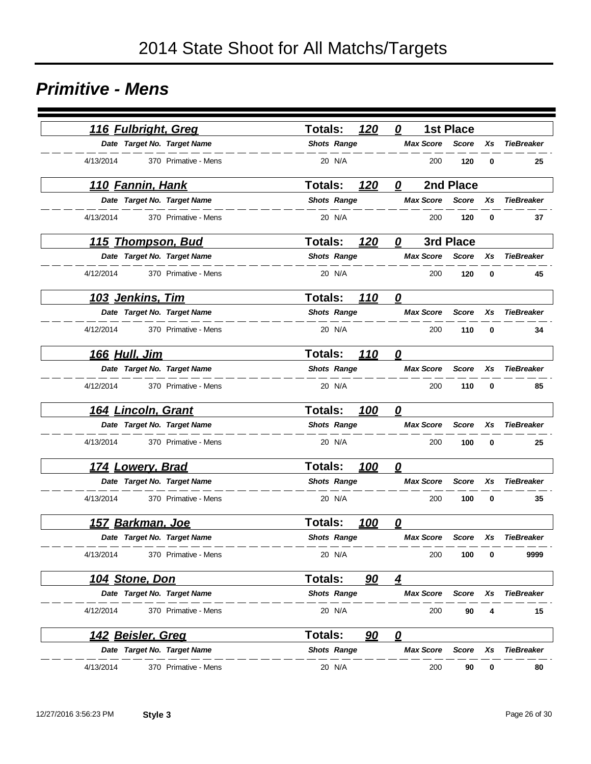# 2014 State Shoot for All Matchs/Targets

## *Primitive - Mens*

### *116 Fulbright, Greg* — **Totals:** *120* *0* **1st Place**

| Date | Target No. | Target Name | Shots | Range | Max Score | Score | Xs | TieBreaker |
|---|---|---|---|---|---|---|---|---|
| 4/13/2014 | 370 | Primative - Mens | 20 | N/A | 200 | **120** | **0** | **25** |

### *110 Fannin, Hank* — **Totals:** *120* *0* **2nd Place**

| Date | Target No. | Target Name | Shots | Range | Max Score | Score | Xs | TieBreaker |
|---|---|---|---|---|---|---|---|---|
| 4/13/2014 | 370 | Primative - Mens | 20 | N/A | 200 | **120** | **0** | **37** |

### *115 Thompson, Bud* — **Totals:** *120* *0* **3rd Place**

| Date | Target No. | Target Name | Shots | Range | Max Score | Score | Xs | TieBreaker |
|---|---|---|---|---|---|---|---|---|
| 4/12/2014 | 370 | Primative - Mens | 20 | N/A | 200 | **120** | **0** | **45** |

### *103 Jenkins, Tim* — **Totals:** *110* *0*

| Date | Target No. | Target Name | Shots | Range | Max Score | Score | Xs | TieBreaker |
|---|---|---|---|---|---|---|---|---|
| 4/12/2014 | 370 | Primative - Mens | 20 | N/A | 200 | **110** | **0** | **34** |

### *166 Hull, Jim* — **Totals:** *110* *0*

| Date | Target No. | Target Name | Shots | Range | Max Score | Score | Xs | TieBreaker |
|---|---|---|---|---|---|---|---|---|
| 4/12/2014 | 370 | Primative - Mens | 20 | N/A | 200 | **110** | **0** | **85** |

### *164 Lincoln, Grant* — **Totals:** *100* *0*

| Date | Target No. | Target Name | Shots | Range | Max Score | Score | Xs | TieBreaker |
|---|---|---|---|---|---|---|---|---|
| 4/13/2014 | 370 | Primative - Mens | 20 | N/A | 200 | **100** | **0** | **25** |

### *174 Lowery, Brad* — **Totals:** *100* *0*

| Date | Target No. | Target Name | Shots | Range | Max Score | Score | Xs | TieBreaker |
|---|---|---|---|---|---|---|---|---|
| 4/13/2014 | 370 | Primative - Mens | 20 | N/A | 200 | **100** | **0** | **35** |

### *157 Barkman, Joe* — **Totals:** *100* *0*

| Date | Target No. | Target Name | Shots | Range | Max Score | Score | Xs | TieBreaker |
|---|---|---|---|---|---|---|---|---|
| 4/13/2014 | 370 | Primative - Mens | 20 | N/A | 200 | **100** | **0** | **9999** |

### *104 Stone, Don* — **Totals:** *90* *4*

| Date | Target No. | Target Name | Shots | Range | Max Score | Score | Xs | TieBreaker |
|---|---|---|---|---|---|---|---|---|
| 4/12/2014 | 370 | Primative - Mens | 20 | N/A | 200 | **90** | **4** | **15** |

### *142 Beisler, Greg* — **Totals:** *90* *0*

| Date | Target No. | Target Name | Shots | Range | Max Score | Score | Xs | TieBreaker |
|---|---|---|---|---|---|---|---|---|
| 4/13/2014 | 370 | Primative - Mens | 20 | N/A | 200 | **90** | **0** | **80** |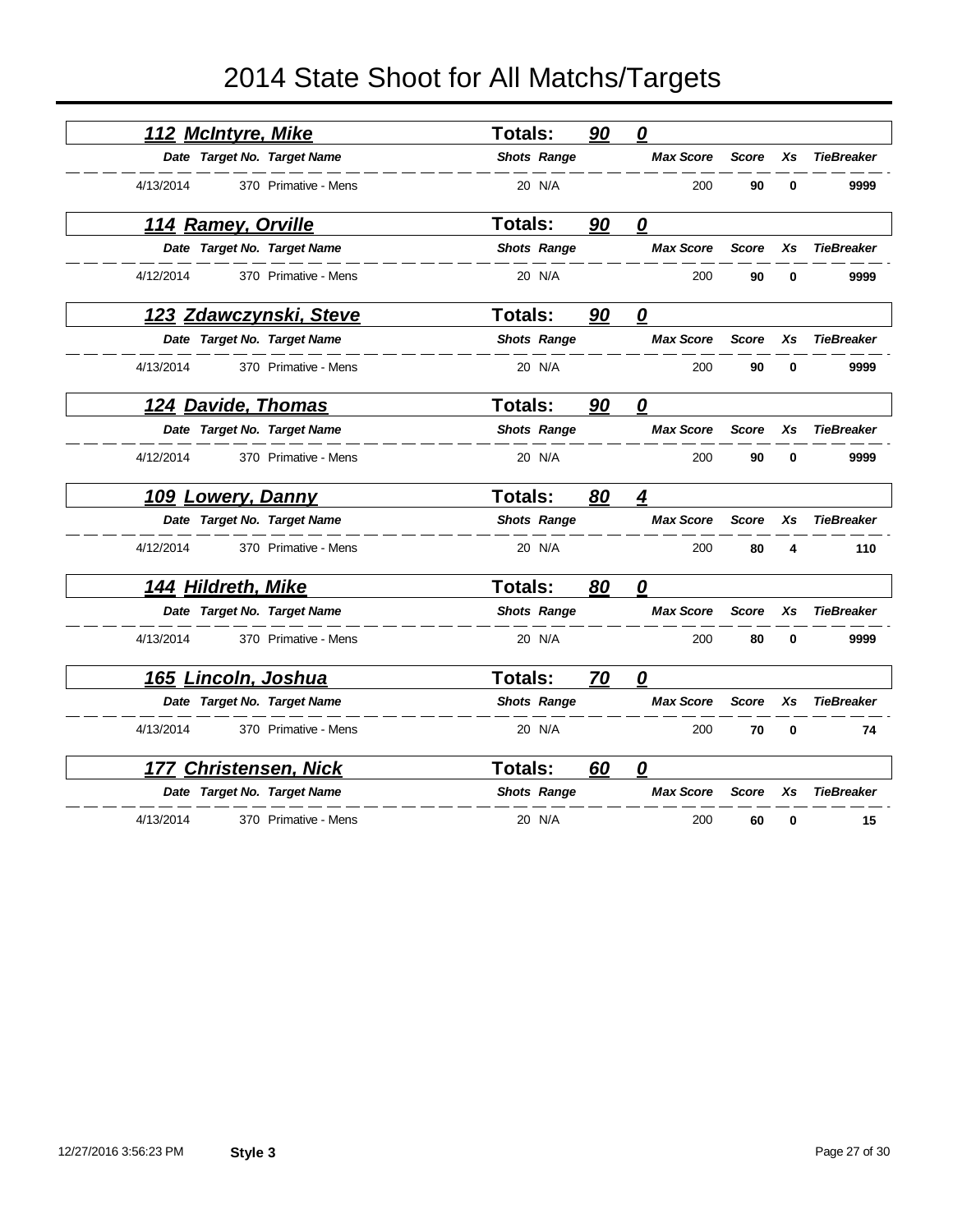# 2014 State Shoot for All Matchs/Targets

### 112 McIntyre, Mike — Totals: 90 0

| Date | Target No. | Target Name | Shots | Range | Max Score | Score | Xs | TieBreaker |
|---|---|---|---|---|---|---|---|---|
| 4/13/2014 | 370 | Primative - Mens | 20 | N/A | 200 | **90** | **0** | **9999** |

### 114 Ramey, Orville — Totals: 90 0

| Date | Target No. | Target Name | Shots | Range | Max Score | Score | Xs | TieBreaker |
|---|---|---|---|---|---|---|---|---|
| 4/12/2014 | 370 | Primative - Mens | 20 | N/A | 200 | **90** | **0** | **9999** |

### 123 Zdawczynski, Steve — Totals: 90 0

| Date | Target No. | Target Name | Shots | Range | Max Score | Score | Xs | TieBreaker |
|---|---|---|---|---|---|---|---|---|
| 4/13/2014 | 370 | Primative - Mens | 20 | N/A | 200 | **90** | **0** | **9999** |

### 124 Davide, Thomas — Totals: 90 0

| Date | Target No. | Target Name | Shots | Range | Max Score | Score | Xs | TieBreaker |
|---|---|---|---|---|---|---|---|---|
| 4/12/2014 | 370 | Primative - Mens | 20 | N/A | 200 | **90** | **0** | **9999** |

### 109 Lowery, Danny — Totals: 80 4

| Date | Target No. | Target Name | Shots | Range | Max Score | Score | Xs | TieBreaker |
|---|---|---|---|---|---|---|---|---|
| 4/12/2014 | 370 | Primative - Mens | 20 | N/A | 200 | **80** | **4** | **110** |

### 144 Hildreth, Mike — Totals: 80 0

| Date | Target No. | Target Name | Shots | Range | Max Score | Score | Xs | TieBreaker |
|---|---|---|---|---|---|---|---|---|
| 4/13/2014 | 370 | Primative - Mens | 20 | N/A | 200 | **80** | **0** | **9999** |

### 165 Lincoln, Joshua — Totals: 70 0

| Date | Target No. | Target Name | Shots | Range | Max Score | Score | Xs | TieBreaker |
|---|---|---|---|---|---|---|---|---|
| 4/13/2014 | 370 | Primative - Mens | 20 | N/A | 200 | **70** | **0** | **74** |

### 177 Christensen, Nick — Totals: 60 0

| Date | Target No. | Target Name | Shots | Range | Max Score | Score | Xs | TieBreaker |
|---|---|---|---|---|---|---|---|---|
| 4/13/2014 | 370 | Primative - Mens | 20 | N/A | 200 | **60** | **0** | **15** |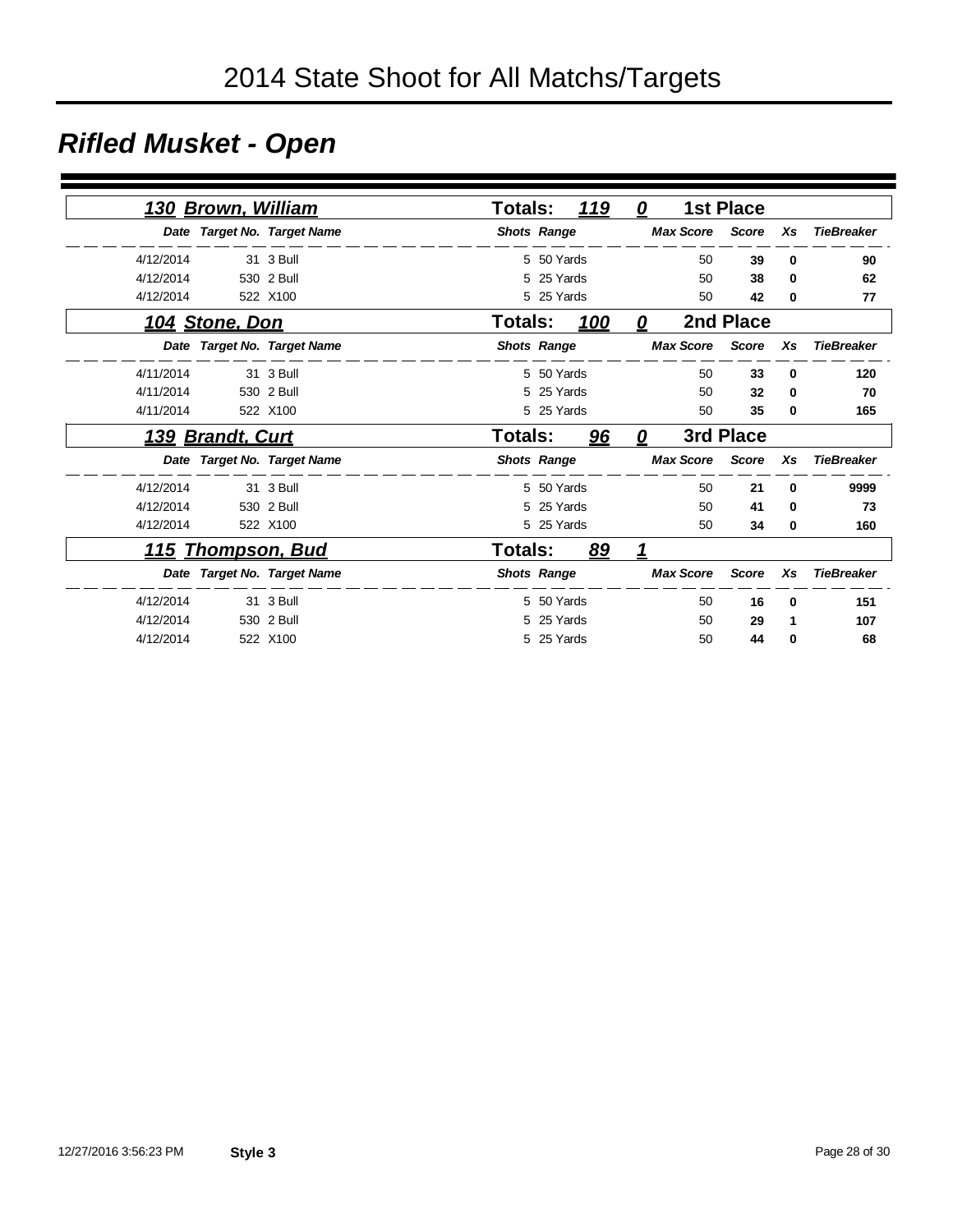# 2014 State Shoot for All Matchs/Targets

## *Rifled Musket - Open*

### 130 Brown, William — Totals: 119 | 0 | 1st Place

| Date | Target No. | Target Name | Shots | Range | Max Score | Score | Xs | TieBreaker |
|---|---|---|---|---|---|---|---|---|
| 4/12/2014 | 31 | 3 Bull | 5 | 50 Yards | 50 | **39** | **0** | **90** |
| 4/12/2014 | 530 | 2 Bull | 5 | 25 Yards | 50 | **38** | **0** | **62** |
| 4/12/2014 | 522 | X100 | 5 | 25 Yards | 50 | **42** | **0** | **77** |

### 104 Stone, Don — Totals: 100 | 0 | 2nd Place

| Date | Target No. | Target Name | Shots | Range | Max Score | Score | Xs | TieBreaker |
|---|---|---|---|---|---|---|---|---|
| 4/11/2014 | 31 | 3 Bull | 5 | 50 Yards | 50 | **33** | **0** | **120** |
| 4/11/2014 | 530 | 2 Bull | 5 | 25 Yards | 50 | **32** | **0** | **70** |
| 4/11/2014 | 522 | X100 | 5 | 25 Yards | 50 | **35** | **0** | **165** |

### 139 Brandt, Curt — Totals: 96 | 0 | 3rd Place

| Date | Target No. | Target Name | Shots | Range | Max Score | Score | Xs | TieBreaker |
|---|---|---|---|---|---|---|---|---|
| 4/12/2014 | 31 | 3 Bull | 5 | 50 Yards | 50 | **21** | **0** | **9999** |
| 4/12/2014 | 530 | 2 Bull | 5 | 25 Yards | 50 | **41** | **0** | **73** |
| 4/12/2014 | 522 | X100 | 5 | 25 Yards | 50 | **34** | **0** | **160** |

### 115 Thompson, Bud — Totals: 89 | 1

| Date | Target No. | Target Name | Shots | Range | Max Score | Score | Xs | TieBreaker |
|---|---|---|---|---|---|---|---|---|
| 4/12/2014 | 31 | 3 Bull | 5 | 50 Yards | 50 | **16** | **0** | **151** |
| 4/12/2014 | 530 | 2 Bull | 5 | 25 Yards | 50 | **29** | **1** | **107** |
| 4/12/2014 | 522 | X100 | 5 | 25 Yards | 50 | **44** | **0** | **68** |

12/27/2016 3:56:23 PM **Style 3**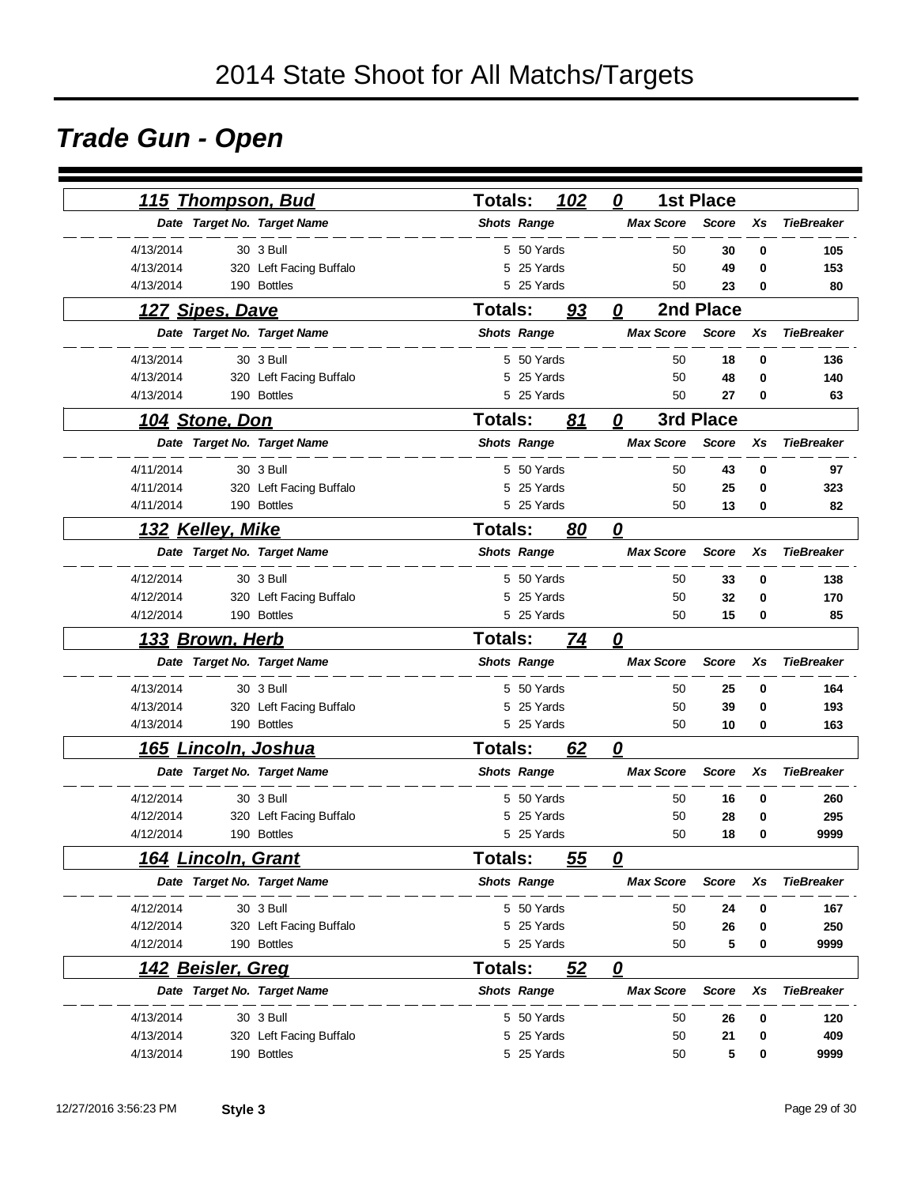# 2014 State Shoot for All Matchs/Targets

## Trade Gun - Open

### 115 Thompson, Bud — Totals: 102 — 0 — 1st Place

| Date | Target No. | Target Name | Shots | Range | Max Score | Score | Xs | TieBreaker |
|---|---|---|---|---|---|---|---|---|
| 4/13/2014 | 30 | 3 Bull | 5 | 50 Yards | 50 | 30 | 0 | 105 |
| 4/13/2014 | 320 | Left Facing Buffalo | 5 | 25 Yards | 50 | 49 | 0 | 153 |
| 4/13/2014 | 190 | Bottles | 5 | 25 Yards | 50 | 23 | 0 | 80 |

### 127 Sipes, Dave — Totals: 93 — 0 — 2nd Place

| Date | Target No. | Target Name | Shots | Range | Max Score | Score | Xs | TieBreaker |
|---|---|---|---|---|---|---|---|---|
| 4/13/2014 | 30 | 3 Bull | 5 | 50 Yards | 50 | 18 | 0 | 136 |
| 4/13/2014 | 320 | Left Facing Buffalo | 5 | 25 Yards | 50 | 48 | 0 | 140 |
| 4/13/2014 | 190 | Bottles | 5 | 25 Yards | 50 | 27 | 0 | 63 |

### 104 Stone, Don — Totals: 81 — 0 — 3rd Place

| Date | Target No. | Target Name | Shots | Range | Max Score | Score | Xs | TieBreaker |
|---|---|---|---|---|---|---|---|---|
| 4/11/2014 | 30 | 3 Bull | 5 | 50 Yards | 50 | 43 | 0 | 97 |
| 4/11/2014 | 320 | Left Facing Buffalo | 5 | 25 Yards | 50 | 25 | 0 | 323 |
| 4/11/2014 | 190 | Bottles | 5 | 25 Yards | 50 | 13 | 0 | 82 |

### 132 Kelley, Mike — Totals: 80 — 0

| Date | Target No. | Target Name | Shots | Range | Max Score | Score | Xs | TieBreaker |
|---|---|---|---|---|---|---|---|---|
| 4/12/2014 | 30 | 3 Bull | 5 | 50 Yards | 50 | 33 | 0 | 138 |
| 4/12/2014 | 320 | Left Facing Buffalo | 5 | 25 Yards | 50 | 32 | 0 | 170 |
| 4/12/2014 | 190 | Bottles | 5 | 25 Yards | 50 | 15 | 0 | 85 |

### 133 Brown, Herb — Totals: 74 — 0

| Date | Target No. | Target Name | Shots | Range | Max Score | Score | Xs | TieBreaker |
|---|---|---|---|---|---|---|---|---|
| 4/13/2014 | 30 | 3 Bull | 5 | 50 Yards | 50 | 25 | 0 | 164 |
| 4/13/2014 | 320 | Left Facing Buffalo | 5 | 25 Yards | 50 | 39 | 0 | 193 |
| 4/13/2014 | 190 | Bottles | 5 | 25 Yards | 50 | 10 | 0 | 163 |

### 165 Lincoln, Joshua — Totals: 62 — 0

| Date | Target No. | Target Name | Shots | Range | Max Score | Score | Xs | TieBreaker |
|---|---|---|---|---|---|---|---|---|
| 4/12/2014 | 30 | 3 Bull | 5 | 50 Yards | 50 | 16 | 0 | 260 |
| 4/12/2014 | 320 | Left Facing Buffalo | 5 | 25 Yards | 50 | 28 | 0 | 295 |
| 4/12/2014 | 190 | Bottles | 5 | 25 Yards | 50 | 18 | 0 | 9999 |

### 164 Lincoln, Grant — Totals: 55 — 0

| Date | Target No. | Target Name | Shots | Range | Max Score | Score | Xs | TieBreaker |
|---|---|---|---|---|---|---|---|---|
| 4/12/2014 | 30 | 3 Bull | 5 | 50 Yards | 50 | 24 | 0 | 167 |
| 4/12/2014 | 320 | Left Facing Buffalo | 5 | 25 Yards | 50 | 26 | 0 | 250 |
| 4/12/2014 | 190 | Bottles | 5 | 25 Yards | 50 | 5 | 0 | 9999 |

### 142 Beisler, Greg — Totals: 52 — 0

| Date | Target No. | Target Name | Shots | Range | Max Score | Score | Xs | TieBreaker |
|---|---|---|---|---|---|---|---|---|
| 4/13/2014 | 30 | 3 Bull | 5 | 50 Yards | 50 | 26 | 0 | 120 |
| 4/13/2014 | 320 | Left Facing Buffalo | 5 | 25 Yards | 50 | 21 | 0 | 409 |
| 4/13/2014 | 190 | Bottles | 5 | 25 Yards | 50 | 5 | 0 | 9999 |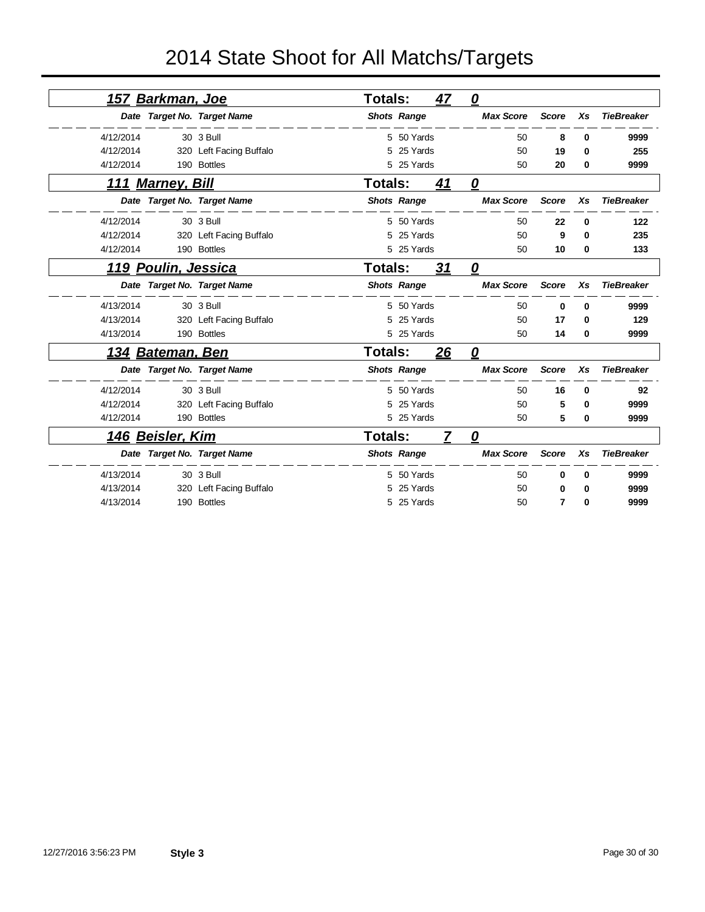# 2014 State Shoot for All Matchs/Targets

## 157 Barkman, Joe — Totals: 47 — 0

| Date | Target No. | Target Name | Shots | Range | Max Score | Score | Xs | TieBreaker |
|---|---|---|---|---|---|---|---|---|
| 4/12/2014 | 30 | 3 Bull | 5 | 50 Yards | 50 | **8** | **0** | **9999** |
| 4/12/2014 | 320 | Left Facing Buffalo | 5 | 25 Yards | 50 | **19** | **0** | **255** |
| 4/12/2014 | 190 | Bottles | 5 | 25 Yards | 50 | **20** | **0** | **9999** |

## 111 Marney, Bill — Totals: 41 — 0

| Date | Target No. | Target Name | Shots | Range | Max Score | Score | Xs | TieBreaker |
|---|---|---|---|---|---|---|---|---|
| 4/12/2014 | 30 | 3 Bull | 5 | 50 Yards | 50 | **22** | **0** | **122** |
| 4/12/2014 | 320 | Left Facing Buffalo | 5 | 25 Yards | 50 | **9** | **0** | **235** |
| 4/12/2014 | 190 | Bottles | 5 | 25 Yards | 50 | **10** | **0** | **133** |

## 119 Poulin, Jessica — Totals: 31 — 0

| Date | Target No. | Target Name | Shots | Range | Max Score | Score | Xs | TieBreaker |
|---|---|---|---|---|---|---|---|---|
| 4/13/2014 | 30 | 3 Bull | 5 | 50 Yards | 50 | **0** | **0** | **9999** |
| 4/13/2014 | 320 | Left Facing Buffalo | 5 | 25 Yards | 50 | **17** | **0** | **129** |
| 4/13/2014 | 190 | Bottles | 5 | 25 Yards | 50 | **14** | **0** | **9999** |

## 134 Bateman, Ben — Totals: 26 — 0

| Date | Target No. | Target Name | Shots | Range | Max Score | Score | Xs | TieBreaker |
|---|---|---|---|---|---|---|---|---|
| 4/12/2014 | 30 | 3 Bull | 5 | 50 Yards | 50 | **16** | **0** | **92** |
| 4/12/2014 | 320 | Left Facing Buffalo | 5 | 25 Yards | 50 | **5** | **0** | **9999** |
| 4/12/2014 | 190 | Bottles | 5 | 25 Yards | 50 | **5** | **0** | **9999** |

## 146 Beisler, Kim — Totals: 7 — 0

| Date | Target No. | Target Name | Shots | Range | Max Score | Score | Xs | TieBreaker |
|---|---|---|---|---|---|---|---|---|
| 4/13/2014 | 30 | 3 Bull | 5 | 50 Yards | 50 | **0** | **0** | **9999** |
| 4/13/2014 | 320 | Left Facing Buffalo | 5 | 25 Yards | 50 | **0** | **0** | **9999** |
| 4/13/2014 | 190 | Bottles | 5 | 25 Yards | 50 | **7** | **0** | **9999** |

12/27/2016 3:56:23 PM **Style 3**